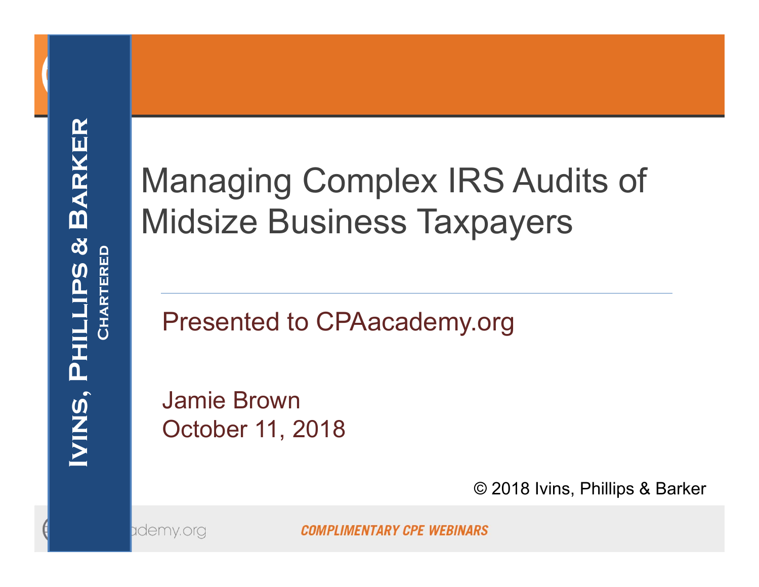**Ivins, Phillips & Barker**
**Chartered**

# Managing Complex IRS Audits of Midsize Business Taxpayers

Presented to CPAacademy.org

Jamie Brown
October 11, 2018

© 2018 Ivins, Phillips & Barker

COMPLIMENTARY CPE WEBINARS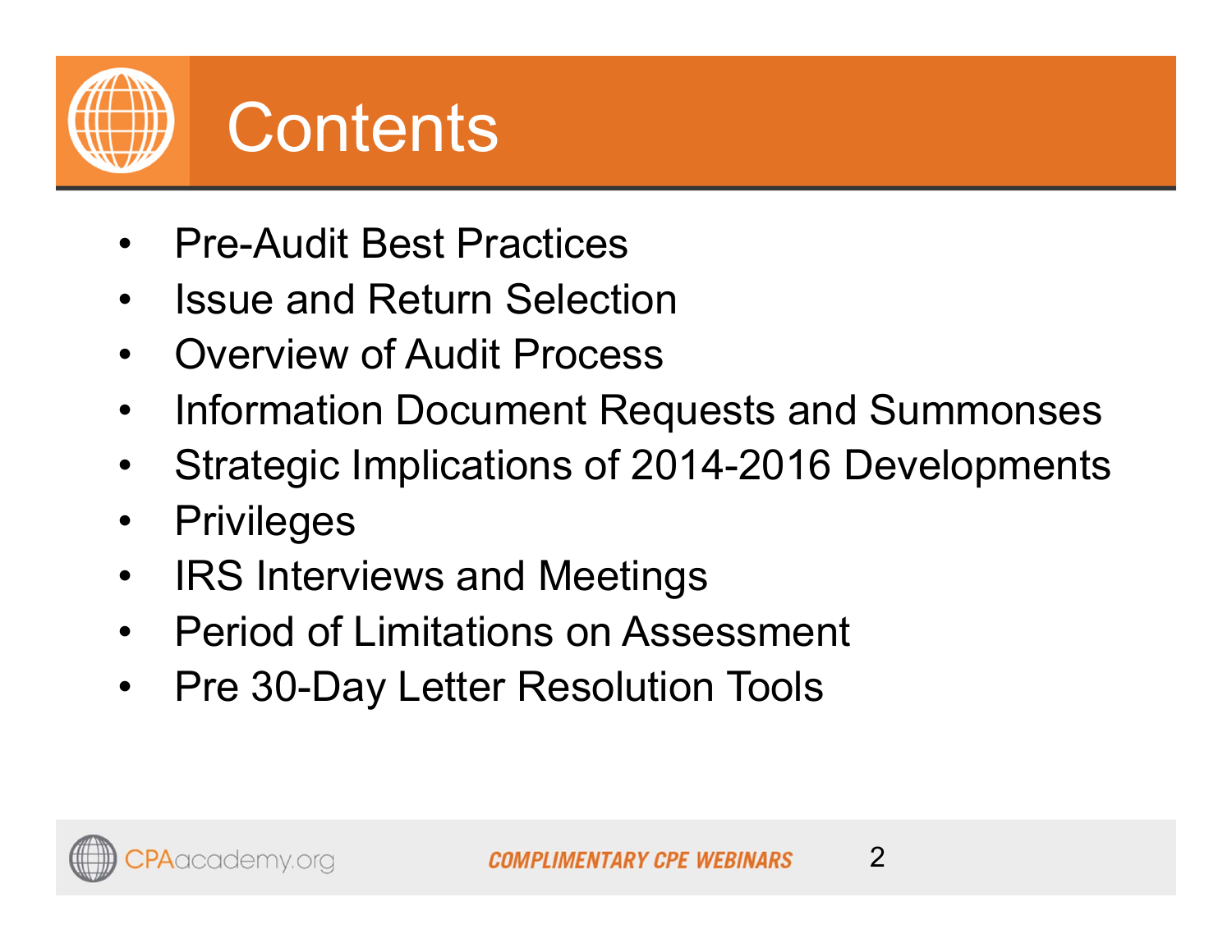# Contents

- Pre-Audit Best Practices
- Issue and Return Selection
- Overview of Audit Process
- Information Document Requests and Summonses
- Strategic Implications of 2014-2016 Developments
- Privileges
- IRS Interviews and Meetings
- Period of Limitations on Assessment
- Pre 30-Day Letter Resolution Tools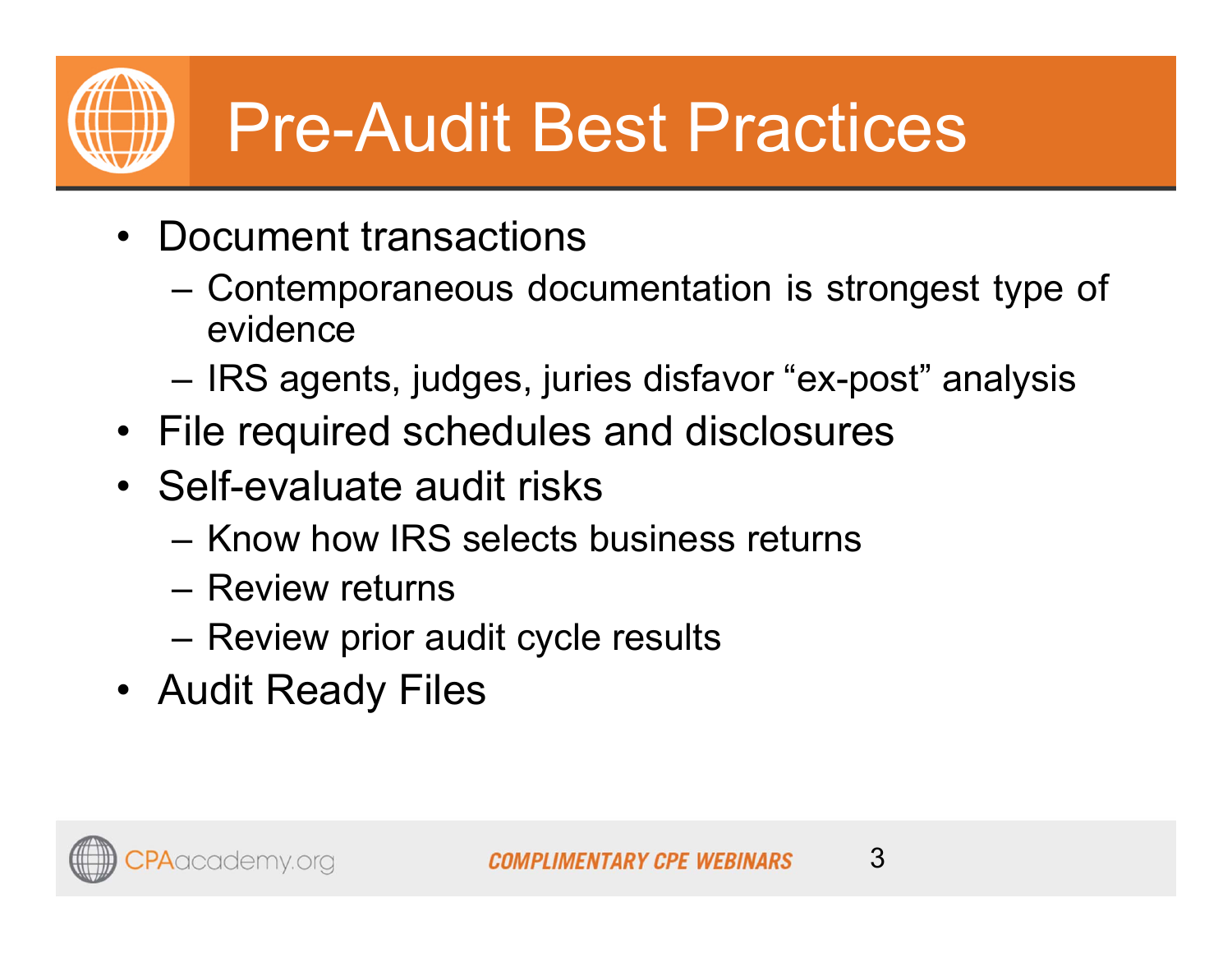# Pre-Audit Best Practices

- Document transactions
  - Contemporaneous documentation is strongest type of evidence
  - IRS agents, judges, juries disfavor “ex-post” analysis
- File required schedules and disclosures
- Self-evaluate audit risks
  - Know how IRS selects business returns
  - Review returns
  - Review prior audit cycle results
- Audit Ready Files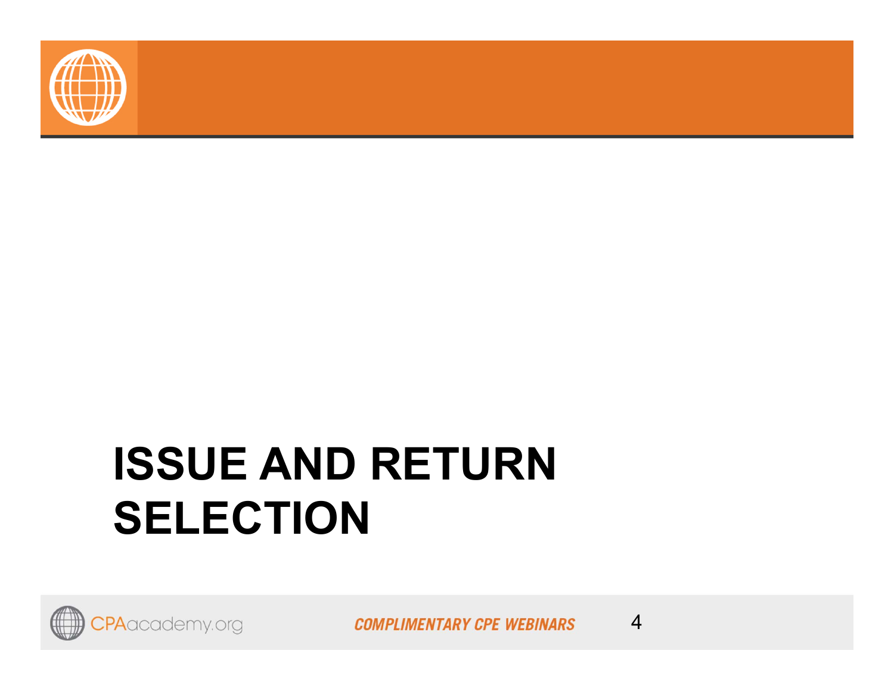# ISSUE AND RETURN SELECTION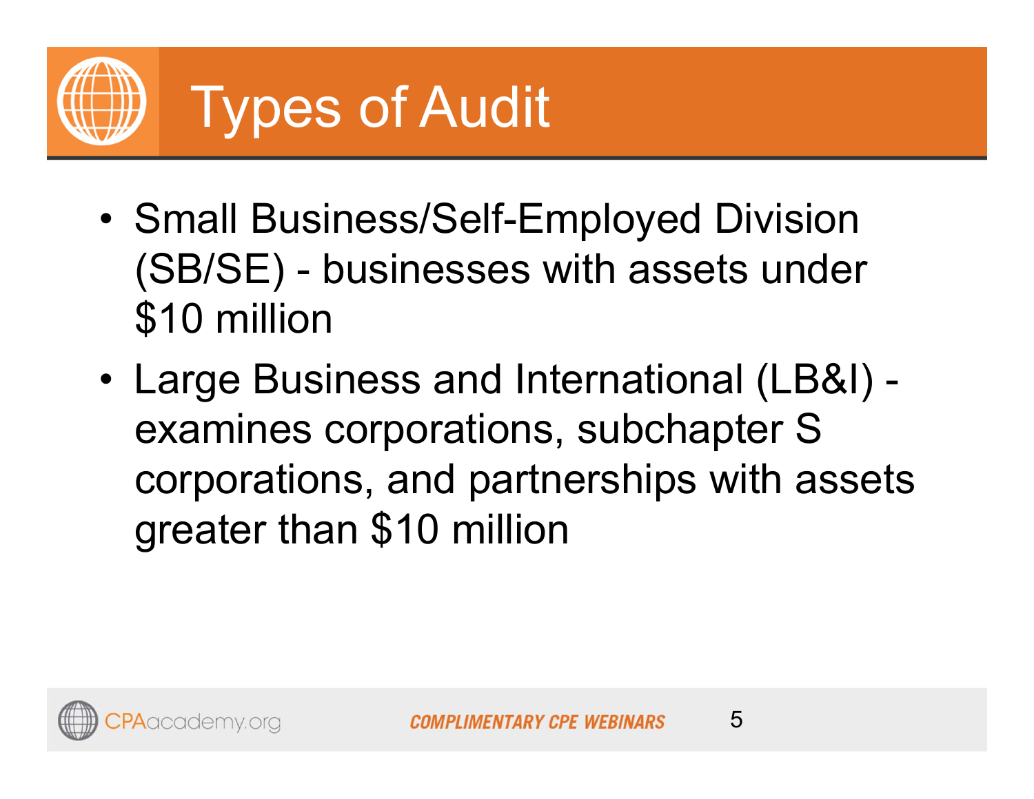# Types of Audit

- Small Business/Self-Employed Division (SB/SE) - businesses with assets under $10 million
- Large Business and International (LB&I) - examines corporations, subchapter S corporations, and partnerships with assets greater than $10 million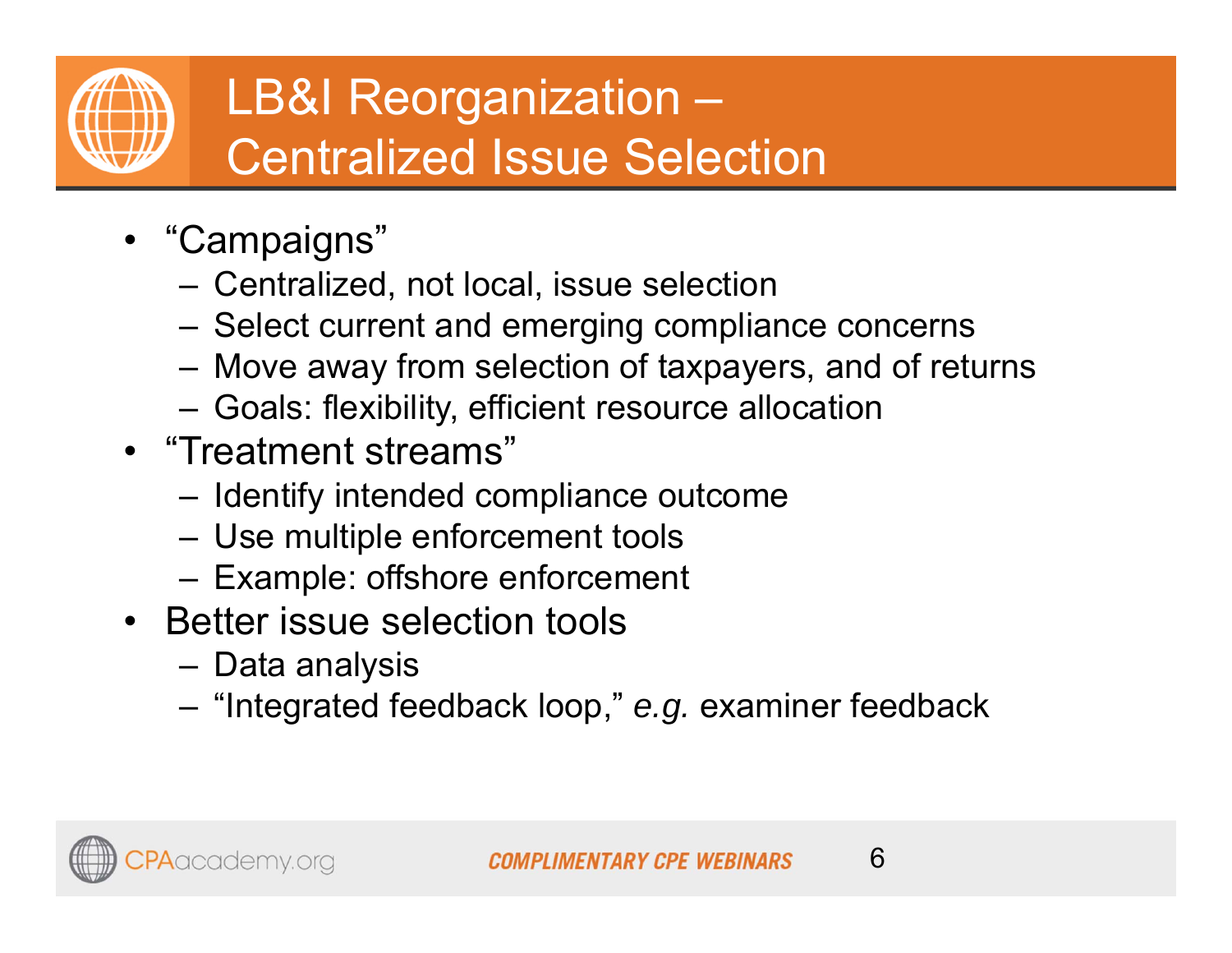# LB&I Reorganization – Centralized Issue Selection

- "Campaigns"
  - Centralized, not local, issue selection
  - Select current and emerging compliance concerns
  - Move away from selection of taxpayers, and of returns
  - Goals: flexibility, efficient resource allocation
- "Treatment streams"
  - Identify intended compliance outcome
  - Use multiple enforcement tools
  - Example: offshore enforcement
- Better issue selection tools
  - Data analysis
  - "Integrated feedback loop," *e.g.* examiner feedback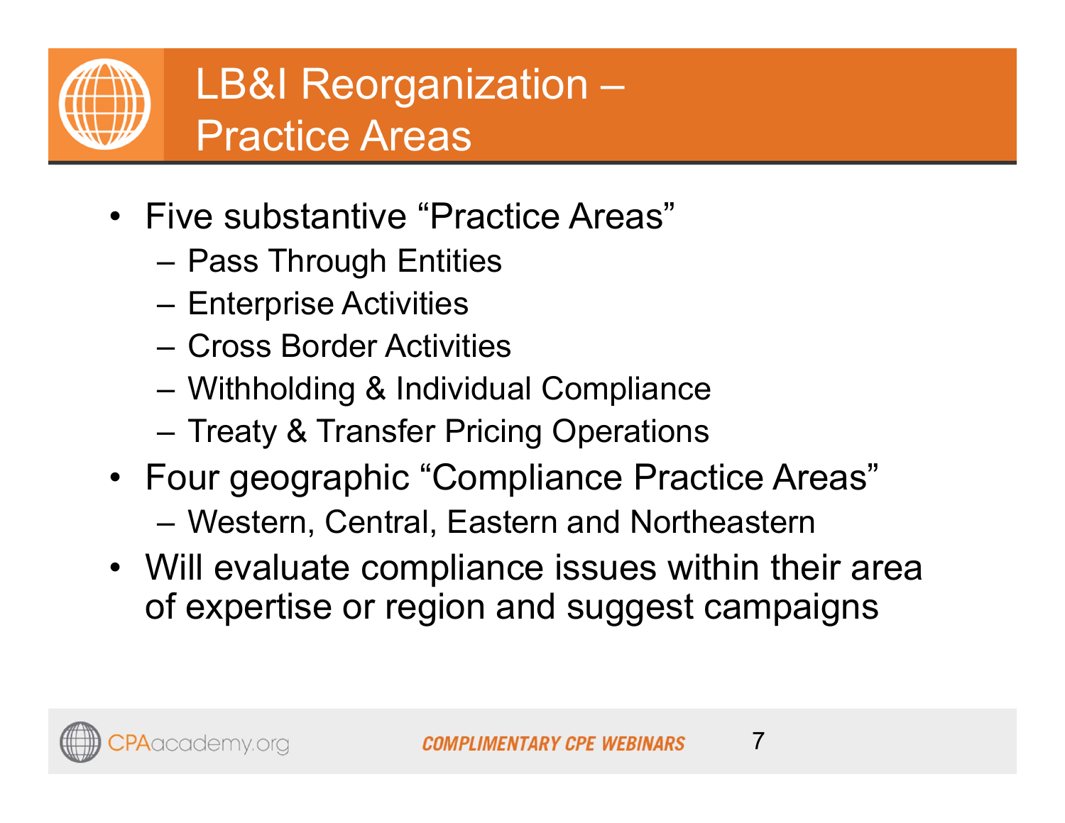# LB&I Reorganization – Practice Areas

- Five substantive "Practice Areas"
  - Pass Through Entities
  - Enterprise Activities
  - Cross Border Activities
  - Withholding & Individual Compliance
  - Treaty & Transfer Pricing Operations
- Four geographic "Compliance Practice Areas"
  - Western, Central, Eastern and Northeastern
- Will evaluate compliance issues within their area of expertise or region and suggest campaigns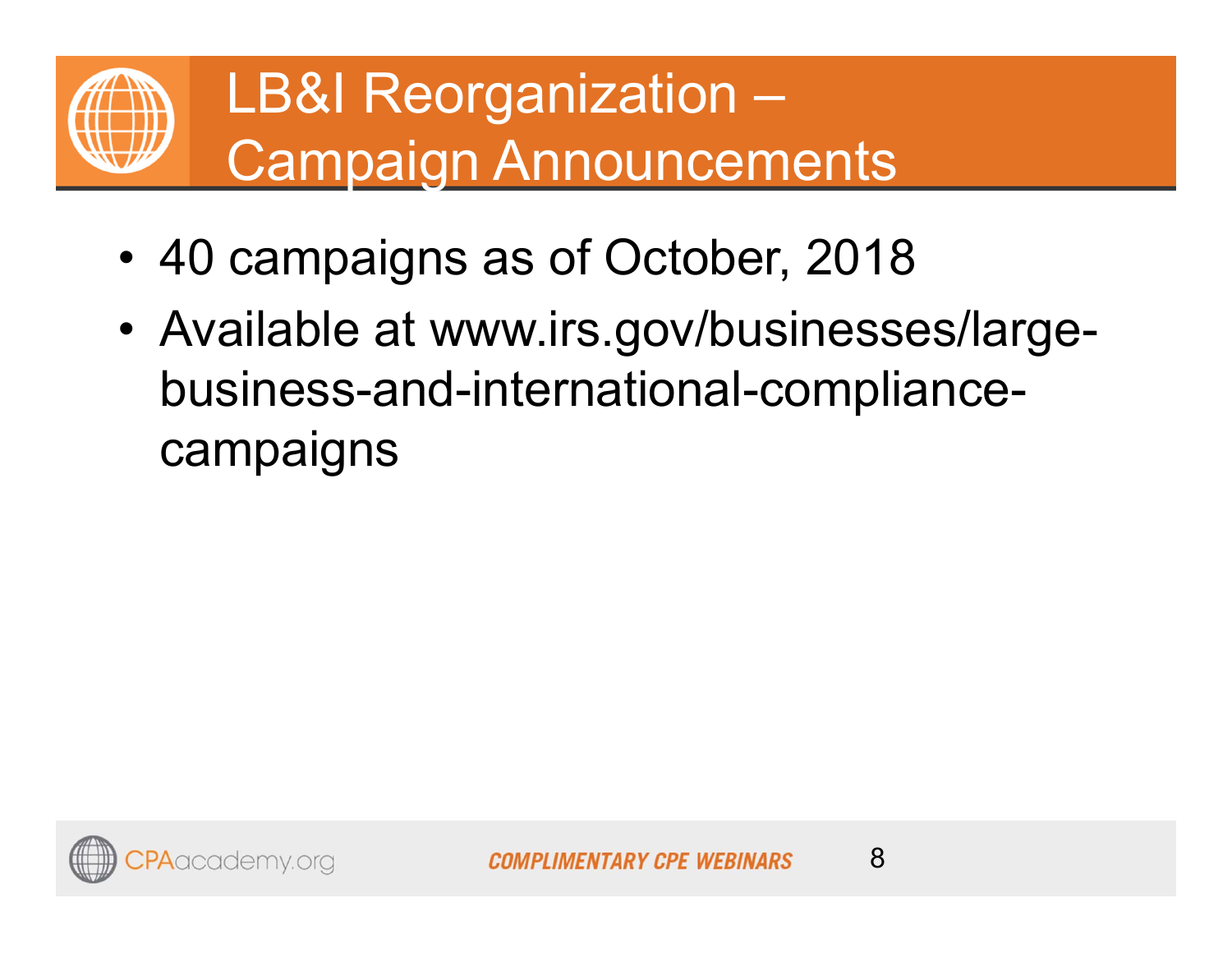# LB&I Reorganization – Campaign Announcements

- 40 campaigns as of October, 2018
- Available at www.irs.gov/businesses/large-business-and-international-compliance-campaigns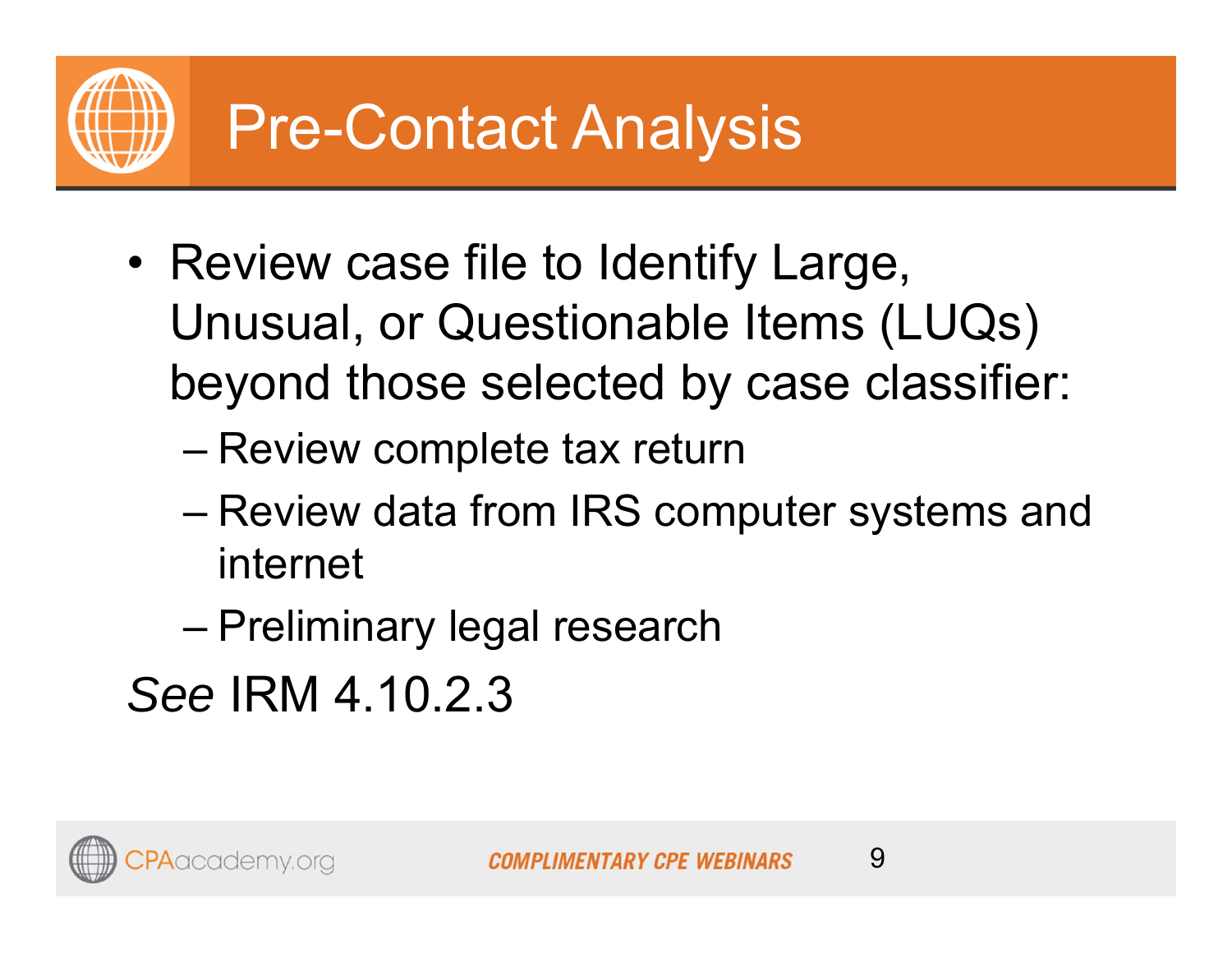# Pre-Contact Analysis

- Review case file to Identify Large, Unusual, or Questionable Items (LUQs) beyond those selected by case classifier:
  - Review complete tax return
  - Review data from IRS computer systems and internet
  - Preliminary legal research

*See* IRM 4.10.2.3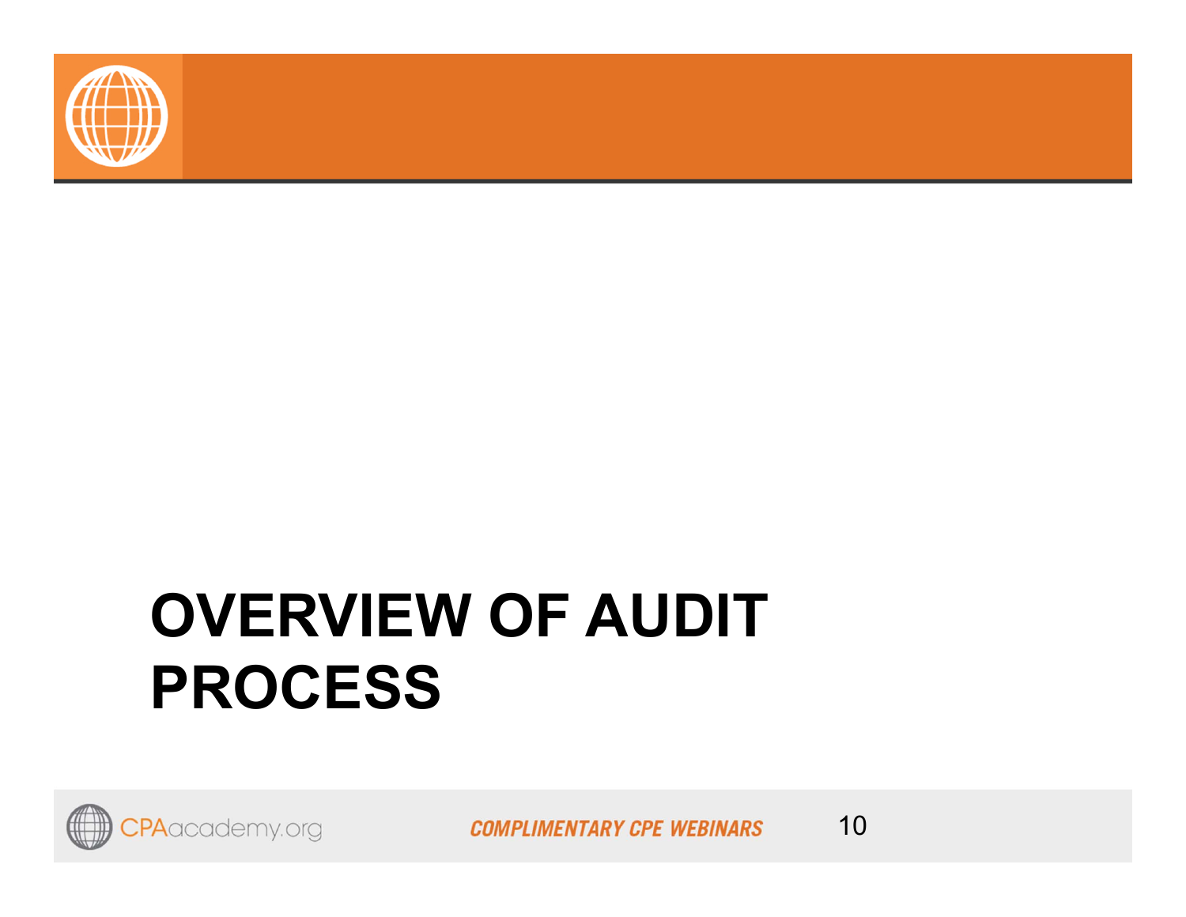# OVERVIEW OF AUDIT PROCESS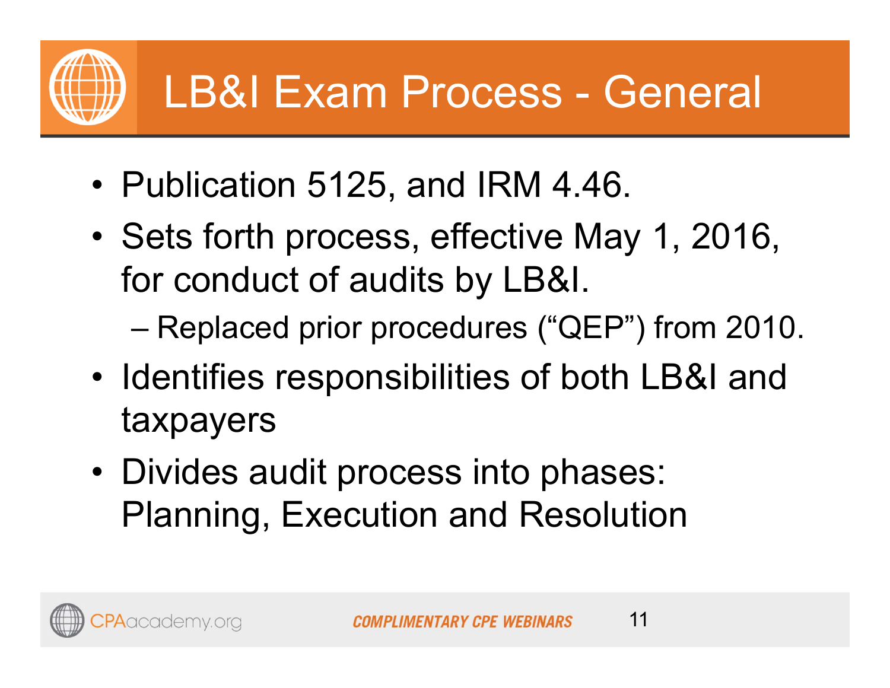# LB&I Exam Process - General

- Publication 5125, and IRM 4.46.
- Sets forth process, effective May 1, 2016, for conduct of audits by LB&I.
  - Replaced prior procedures (“QEP”) from 2010.
- Identifies responsibilities of both LB&I and taxpayers
- Divides audit process into phases: Planning, Execution and Resolution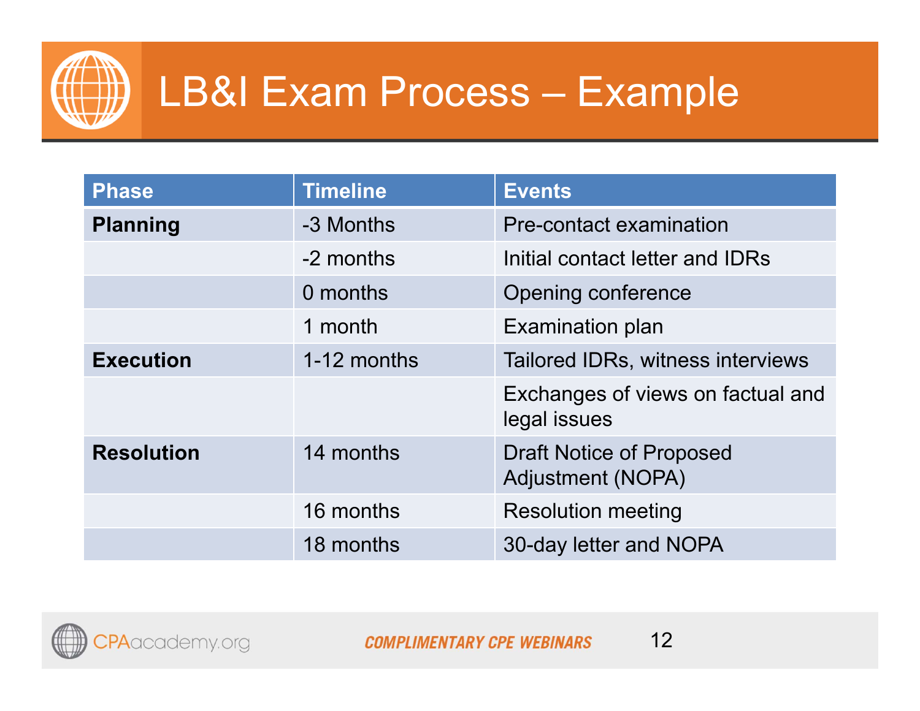# LB&I Exam Process – Example

| Phase | Timeline | Events |
|---|---|---|
| **Planning** | -3 Months | Pre-contact examination |
| | -2 months | Initial contact letter and IDRs |
| | 0 months | Opening conference |
| | 1 month | Examination plan |
| **Execution** | 1-12 months | Tailored IDRs, witness interviews |
| | | Exchanges of views on factual and legal issues |
| **Resolution** | 14 months | Draft Notice of Proposed Adjustment (NOPA) |
| | 16 months | Resolution meeting |
| | 18 months | 30-day letter and NOPA |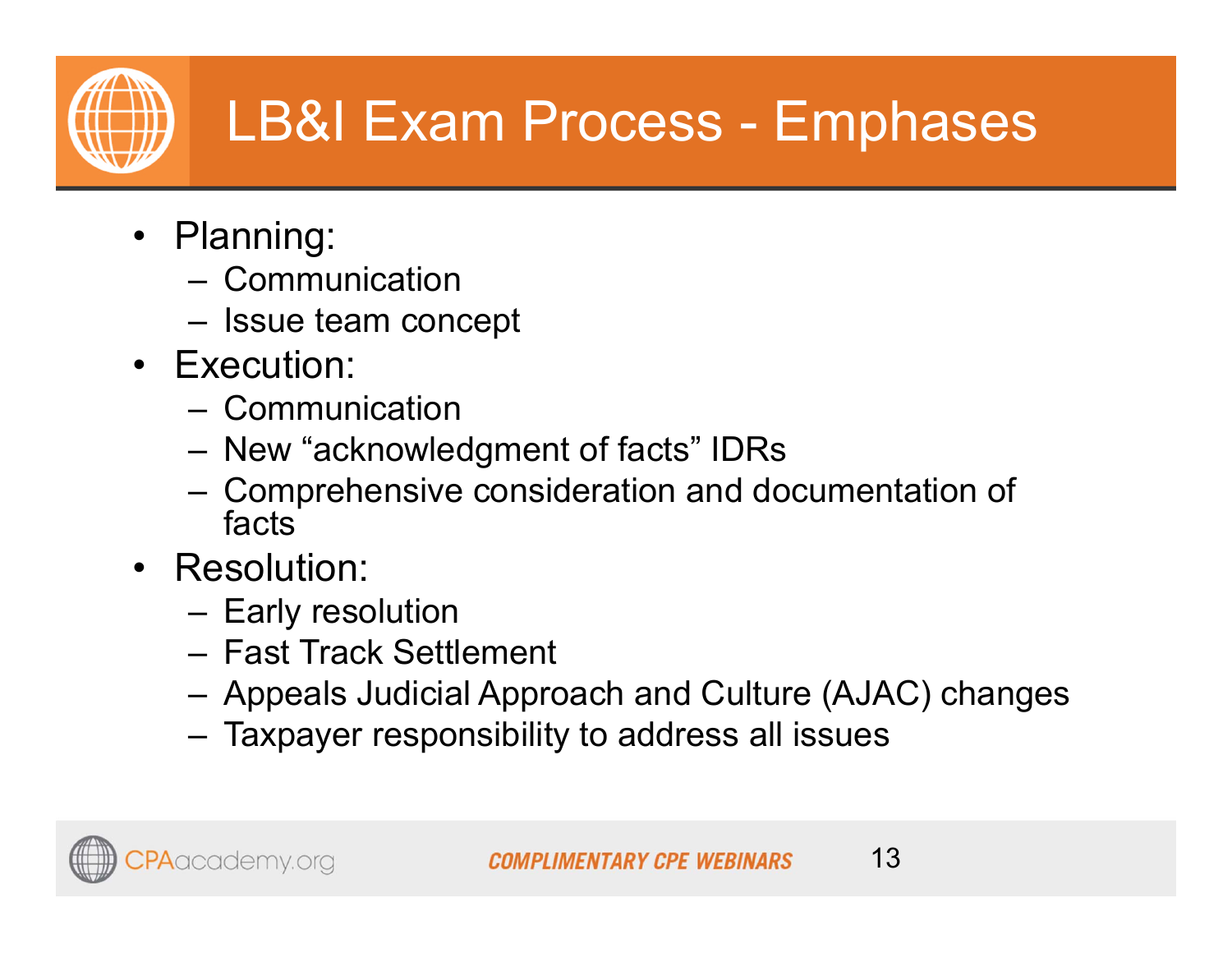# LB&I Exam Process - Emphases

- Planning:
  - Communication
  - Issue team concept
- Execution:
  - Communication
  - New "acknowledgment of facts" IDRs
  - Comprehensive consideration and documentation of facts
- Resolution:
  - Early resolution
  - Fast Track Settlement
  - Appeals Judicial Approach and Culture (AJAC) changes
  - Taxpayer responsibility to address all issues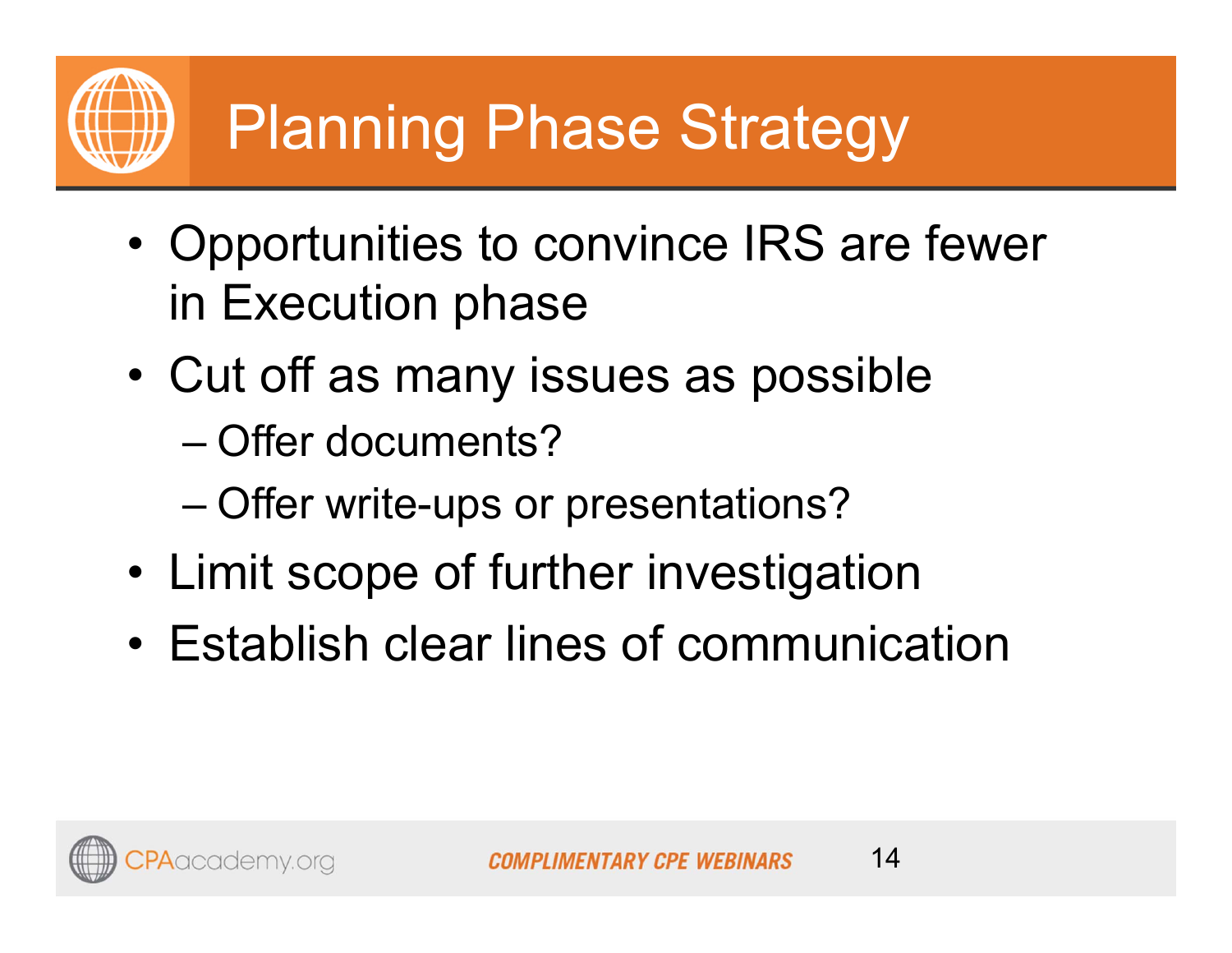# Planning Phase Strategy

- Opportunities to convince IRS are fewer in Execution phase
- Cut off as many issues as possible
  - Offer documents?
  - Offer write-ups or presentations?
- Limit scope of further investigation
- Establish clear lines of communication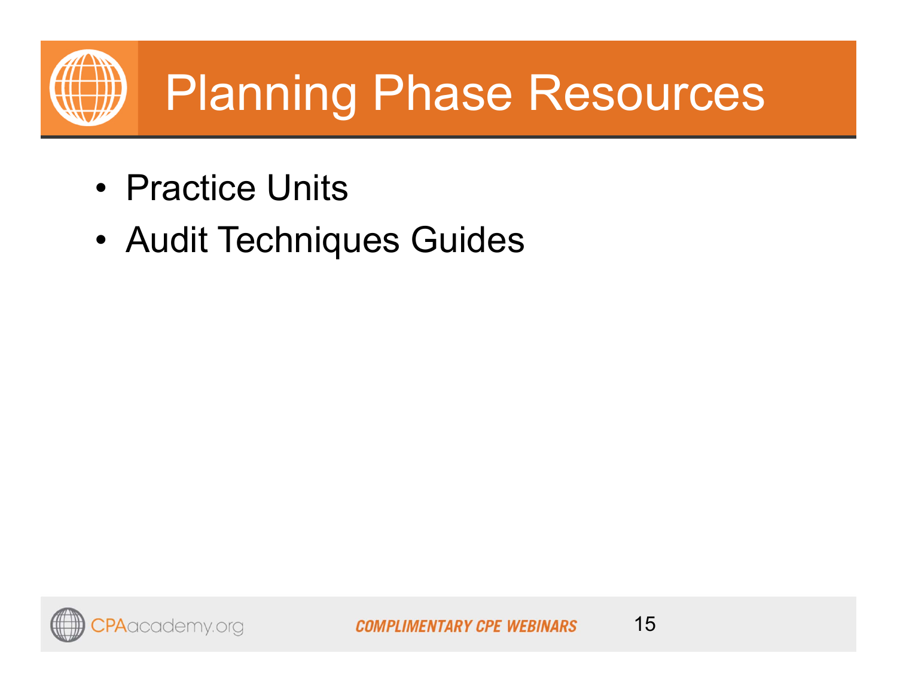# Planning Phase Resources

- Practice Units
- Audit Techniques Guides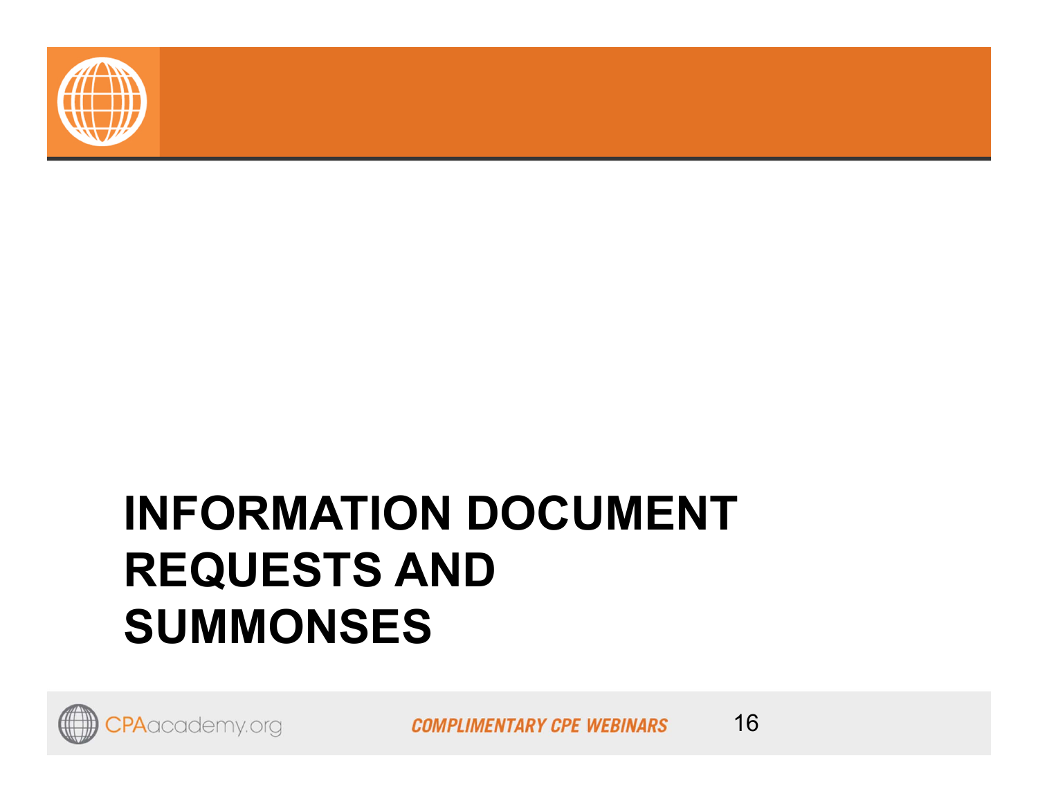# INFORMATION DOCUMENT REQUESTS AND SUMMONSES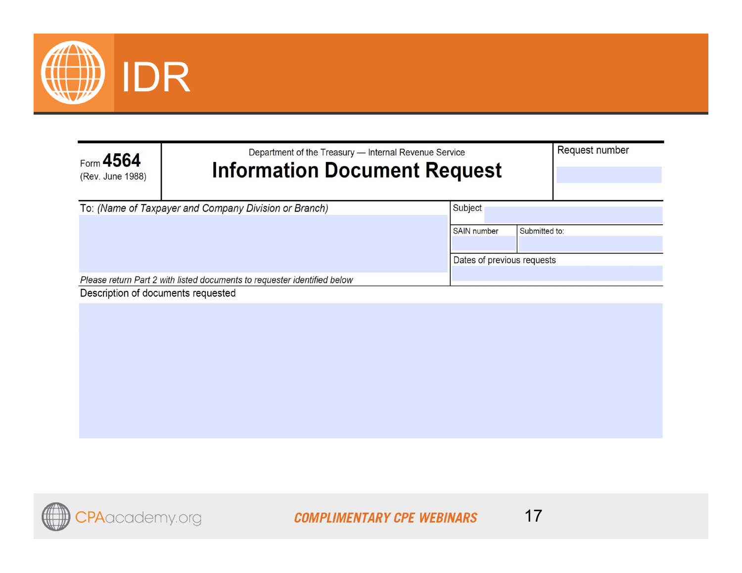# IDR

| Form **4564** (Rev. June 1988) | Department of the Treasury — Internal Revenue Service **Information Document Request** | Request number |
|---|---|---|

| To: *(Name of Taxpayer and Company Division or Branch)* | Subject | |
|---|---|---|
| | SAIN number | Submitted to: |
| *Please return Part 2 with listed documents to requester identified below* | Dates of previous requests | |

Description of documents requested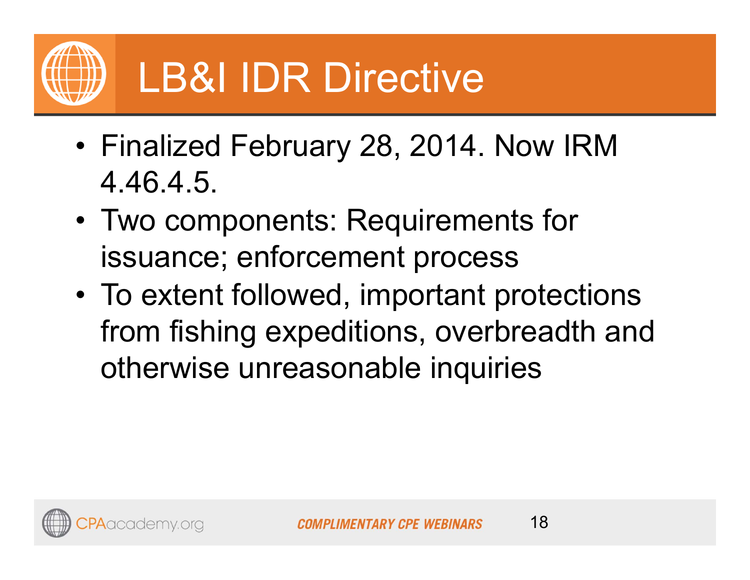# LB&I IDR Directive

- Finalized February 28, 2014. Now IRM 4.46.4.5.
- Two components: Requirements for issuance; enforcement process
- To extent followed, important protections from fishing expeditions, overbreadth and otherwise unreasonable inquiries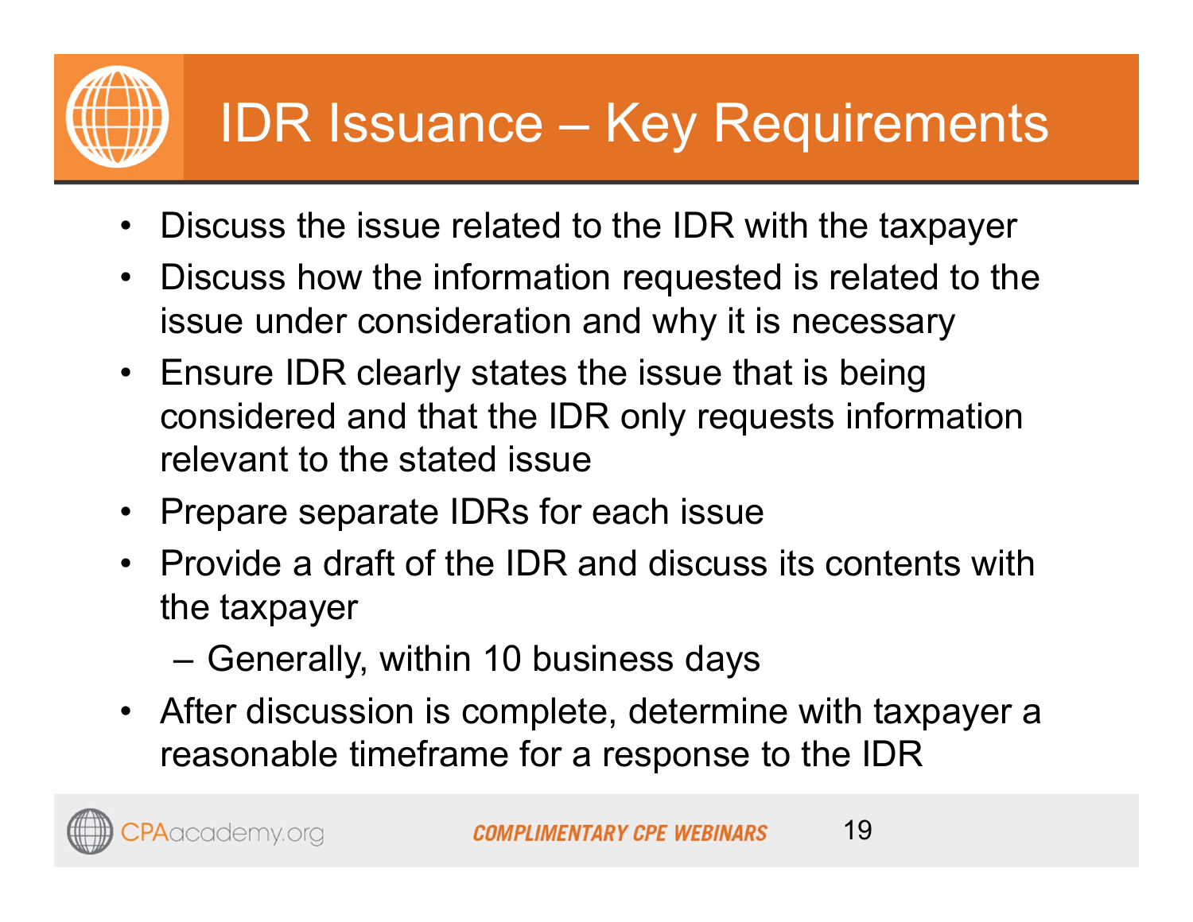# IDR Issuance – Key Requirements

- Discuss the issue related to the IDR with the taxpayer
- Discuss how the information requested is related to the issue under consideration and why it is necessary
- Ensure IDR clearly states the issue that is being considered and that the IDR only requests information relevant to the stated issue
- Prepare separate IDRs for each issue
- Provide a draft of the IDR and discuss its contents with the taxpayer
  - Generally, within 10 business days
- After discussion is complete, determine with taxpayer a reasonable timeframe for a response to the IDR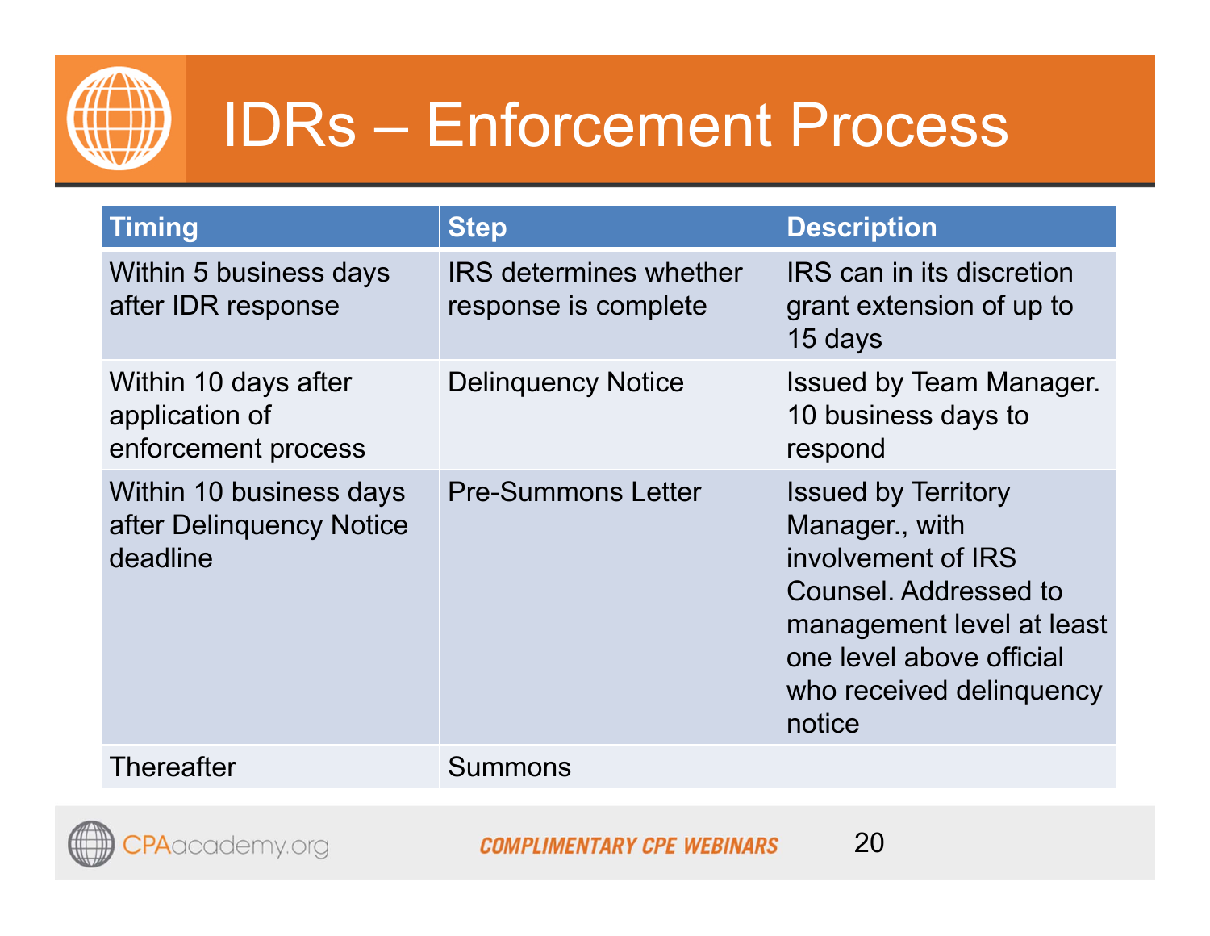# IDRs – Enforcement Process

| Timing | Step | Description |
| --- | --- | --- |
| Within 5 business days after IDR response | IRS determines whether response is complete | IRS can in its discretion grant extension of up to 15 days |
| Within 10 days after application of enforcement process | Delinquency Notice | Issued by Team Manager. 10 business days to respond |
| Within 10 business days after Delinquency Notice deadline | Pre-Summons Letter | Issued by Territory Manager., with involvement of IRS Counsel. Addressed to management level at least one level above official who received delinquency notice |
| Thereafter | Summons | |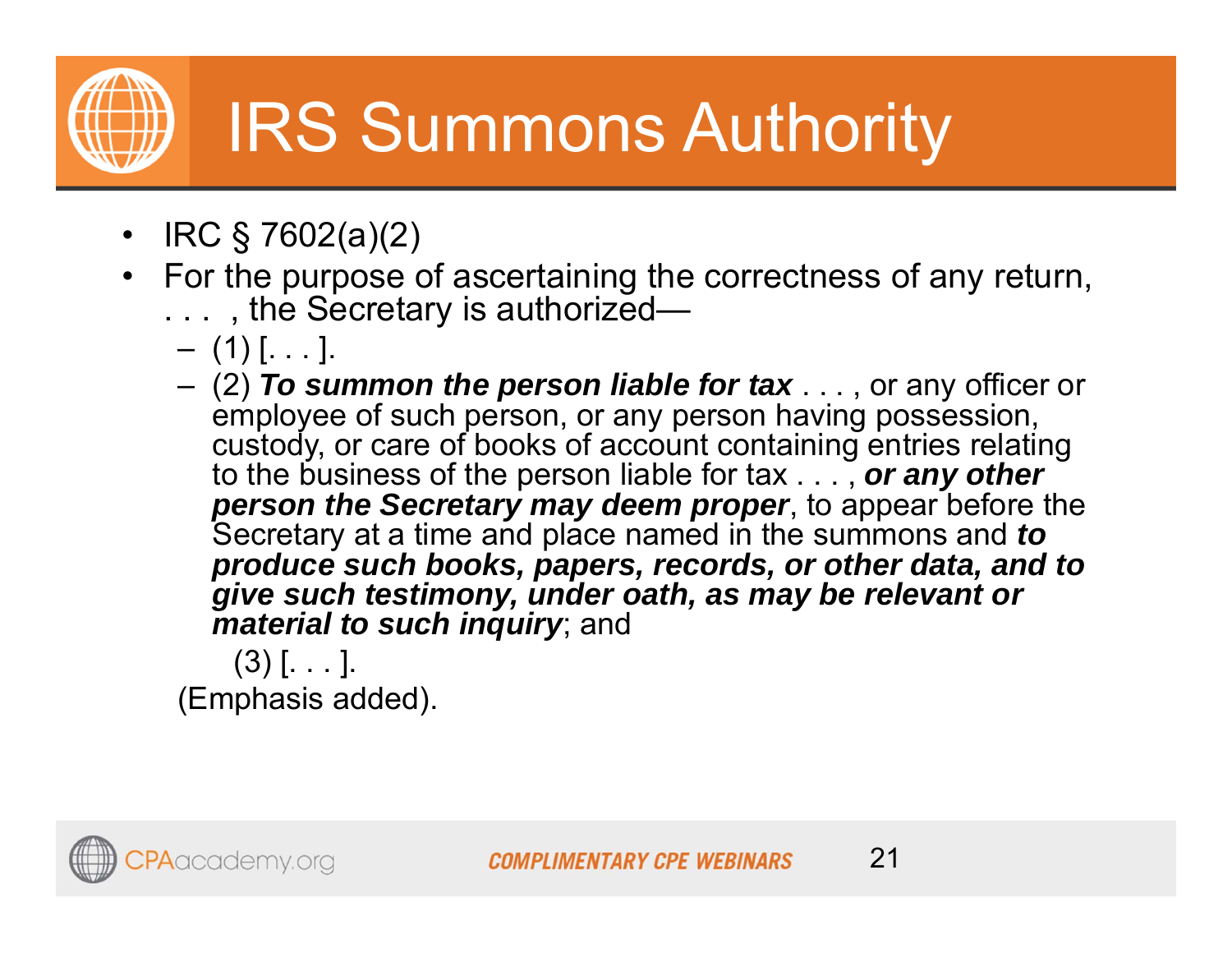# IRS Summons Authority

- IRC § 7602(a)(2)
- For the purpose of ascertaining the correctness of any return, . . . , the Secretary is authorized—
  - (1) [. . . ].
  - (2) ***To summon the person liable for tax*** . . . , or any officer or employee of such person, or any person having possession, custody, or care of books of account containing entries relating to the business of the person liable for tax . . . , ***or any other person the Secretary may deem proper***, to appear before the Secretary at a time and place named in the summons and ***to produce such books, papers, records, or other data, and to give such testimony, under oath, as may be relevant or material to such inquiry***; and

    (3) [. . . ].

  (Emphasis added).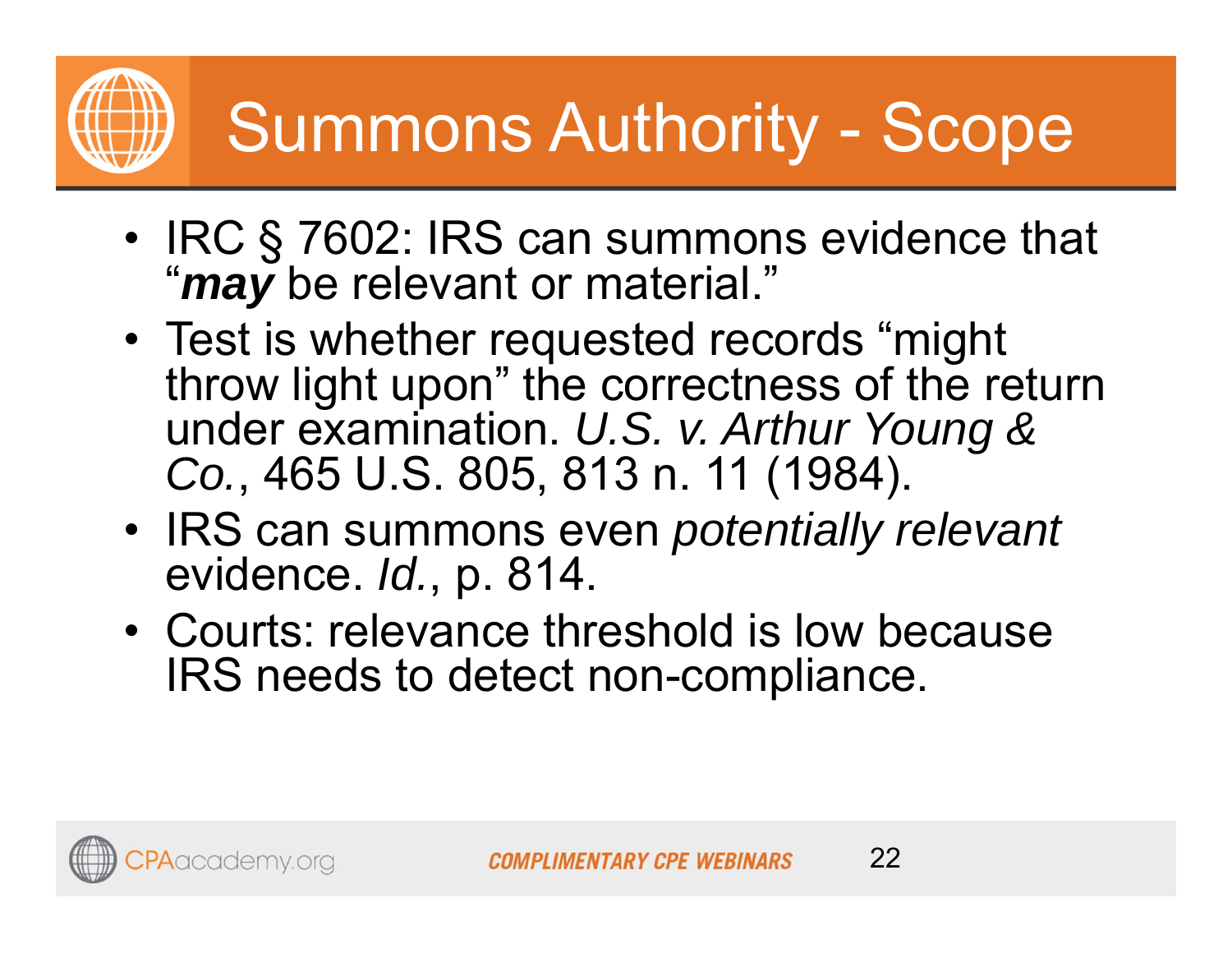# Summons Authority - Scope

- IRC § 7602: IRS can summons evidence that "***may*** be relevant or material."
- Test is whether requested records "might throw light upon" the correctness of the return under examination. *U.S. v. Arthur Young & Co.*, 465 U.S. 805, 813 n. 11 (1984).
- IRS can summons even *potentially relevant* evidence. *Id.*, p. 814.
- Courts: relevance threshold is low because IRS needs to detect non-compliance.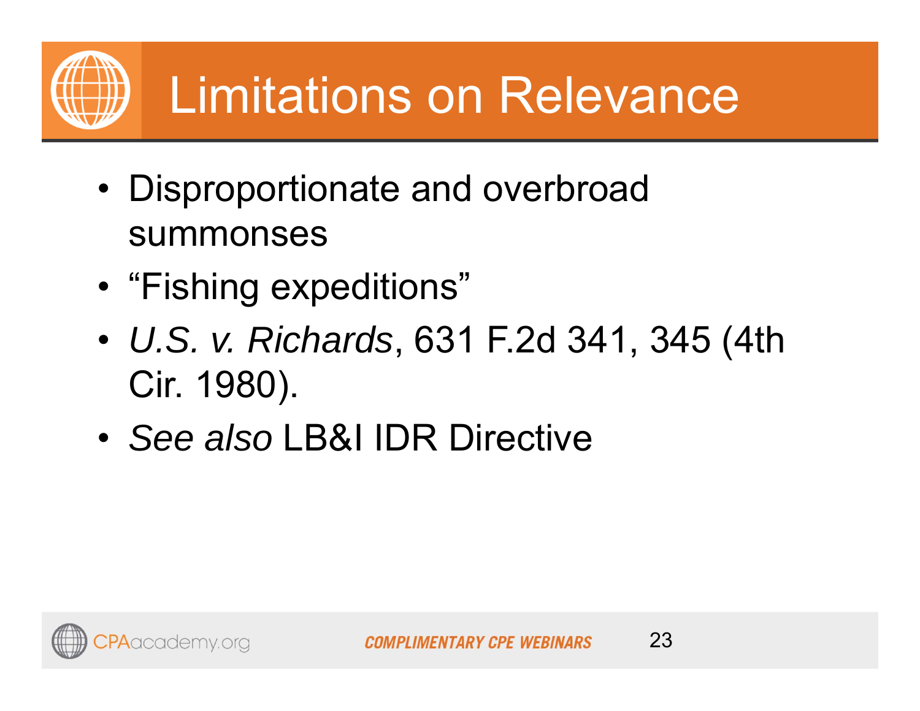# Limitations on Relevance

- Disproportionate and overbroad summonses
- "Fishing expeditions"
- *U.S. v. Richards*, 631 F.2d 341, 345 (4th Cir. 1980).
- *See also* LB&I IDR Directive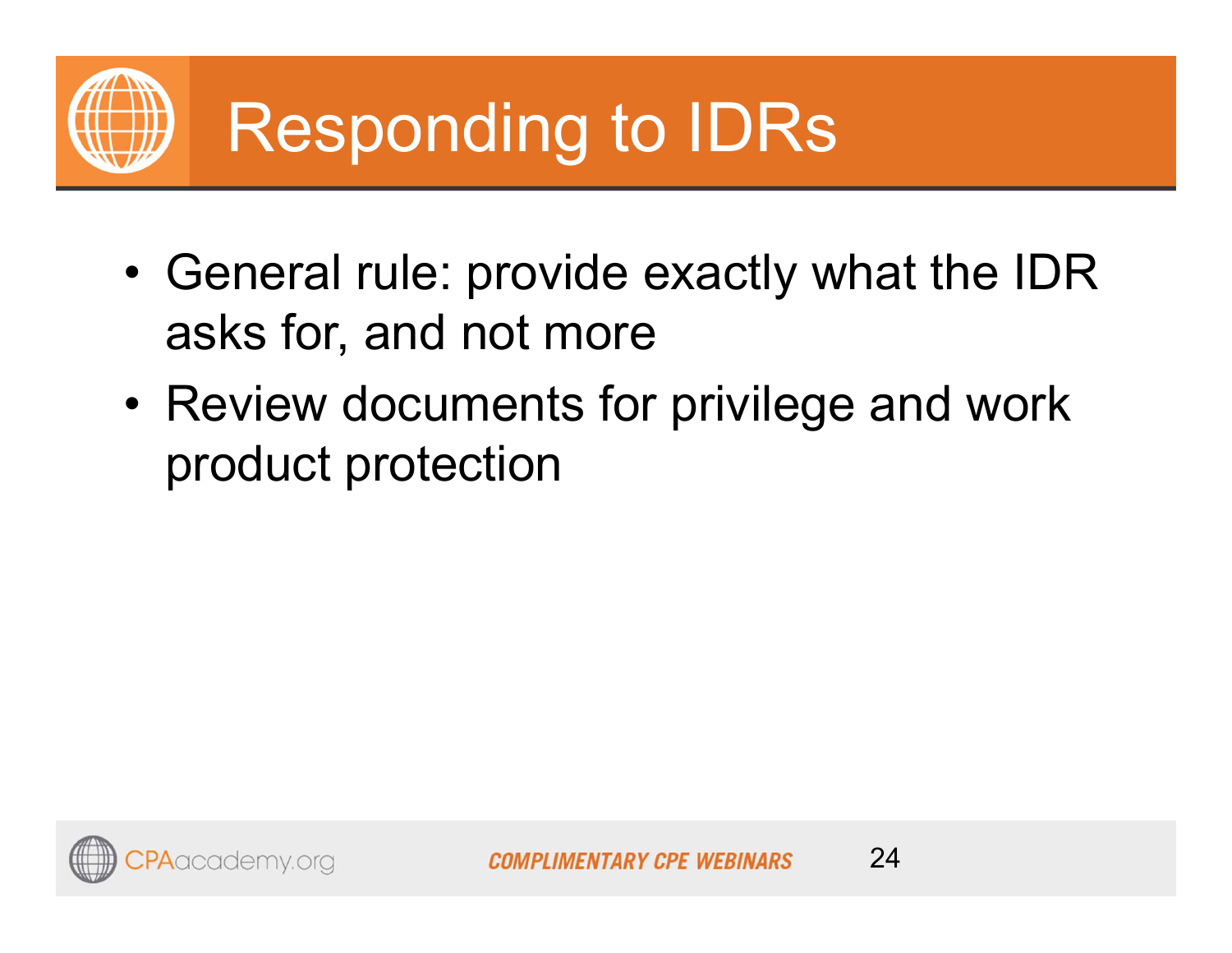# Responding to IDRs

- General rule: provide exactly what the IDR asks for, and not more
- Review documents for privilege and work product protection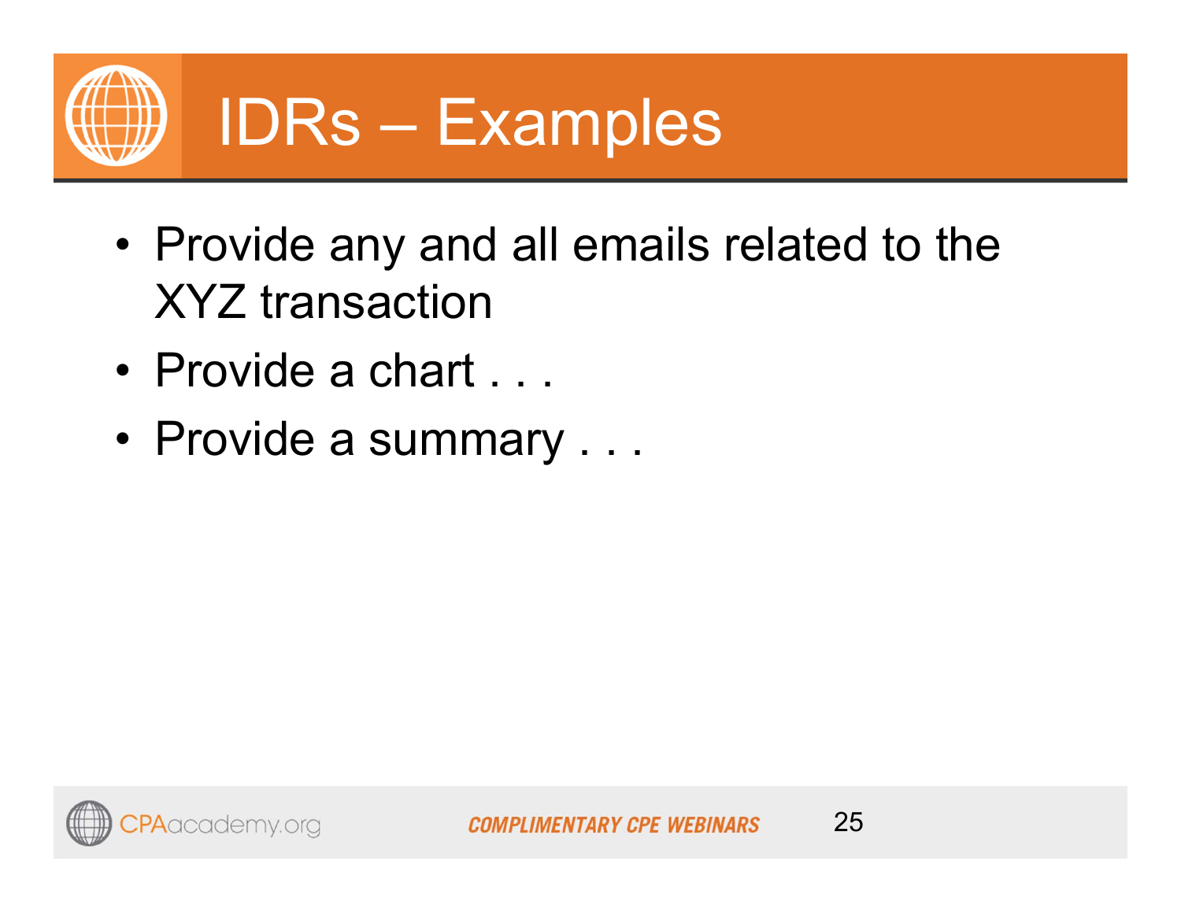# IDRs – Examples

- Provide any and all emails related to the XYZ transaction
- Provide a chart . . .
- Provide a summary . . .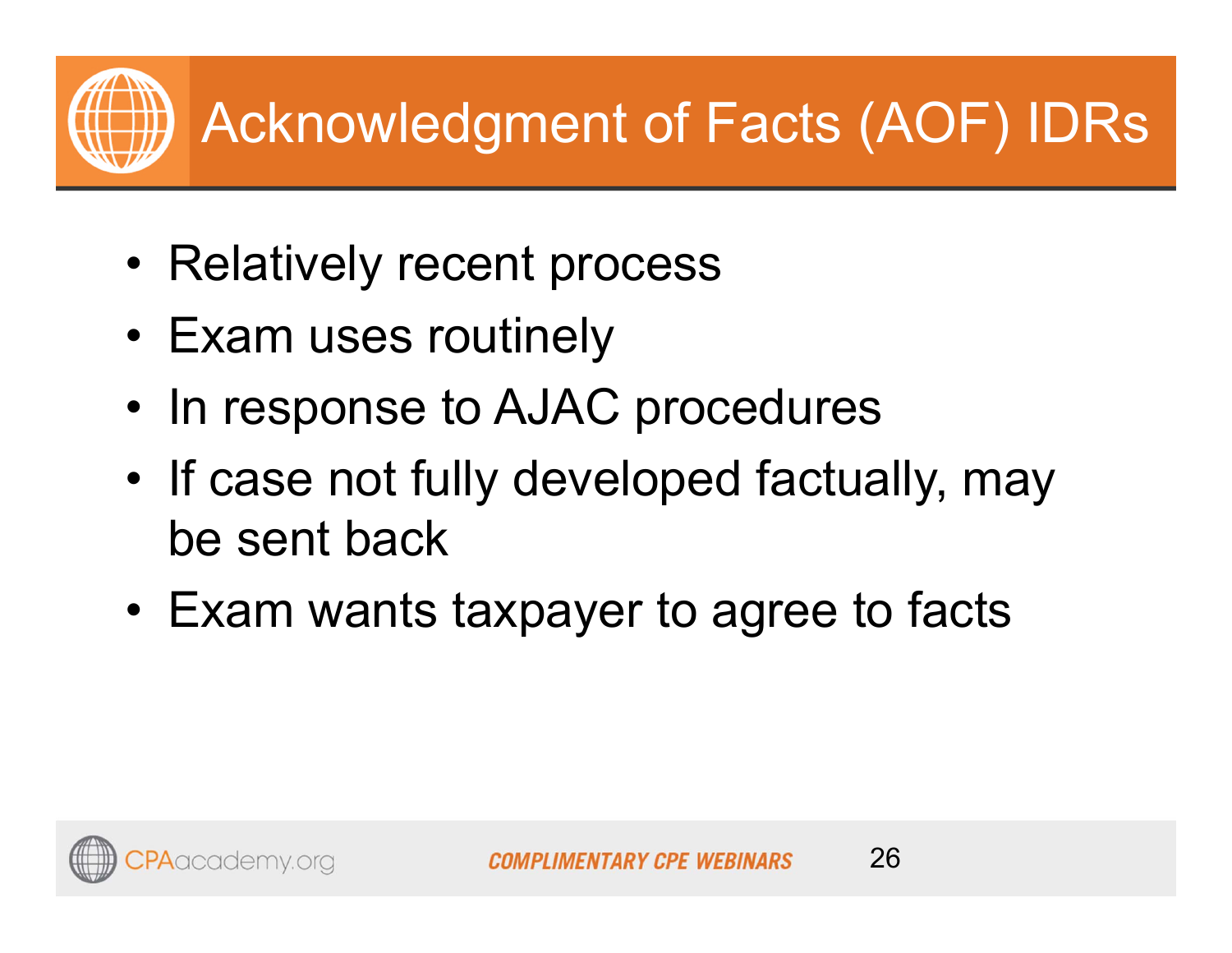# Acknowledgment of Facts (AOF) IDRs

- Relatively recent process
- Exam uses routinely
- In response to AJAC procedures
- If case not fully developed factually, may be sent back
- Exam wants taxpayer to agree to facts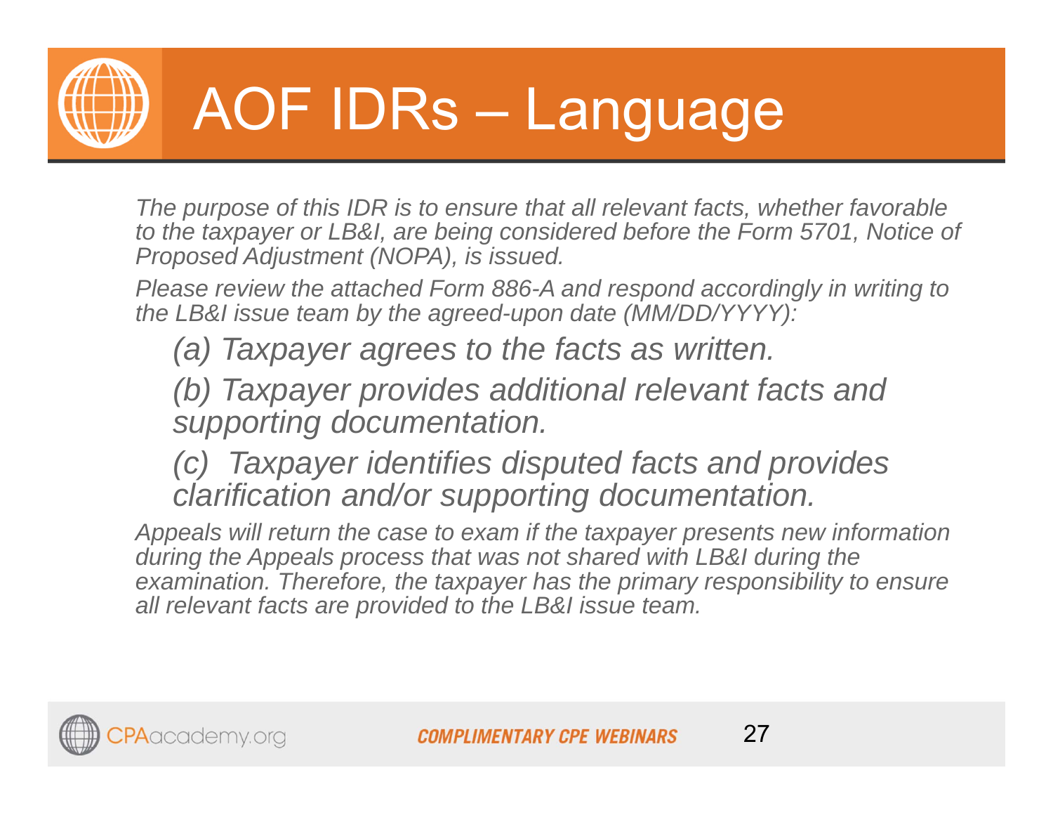# AOF IDRs – Language

*The purpose of this IDR is to ensure that all relevant facts, whether favorable to the taxpayer or LB&I, are being considered before the Form 5701, Notice of Proposed Adjustment (NOPA), is issued.*

*Please review the attached Form 886-A and respond accordingly in writing to the LB&I issue team by the agreed-upon date (MM/DD/YYYY):*

*(a) Taxpayer agrees to the facts as written.*

*(b) Taxpayer provides additional relevant facts and supporting documentation.*

*(c) Taxpayer identifies disputed facts and provides clarification and/or supporting documentation.*

*Appeals will return the case to exam if the taxpayer presents new information during the Appeals process that was not shared with LB&I during the examination. Therefore, the taxpayer has the primary responsibility to ensure all relevant facts are provided to the LB&I issue team.*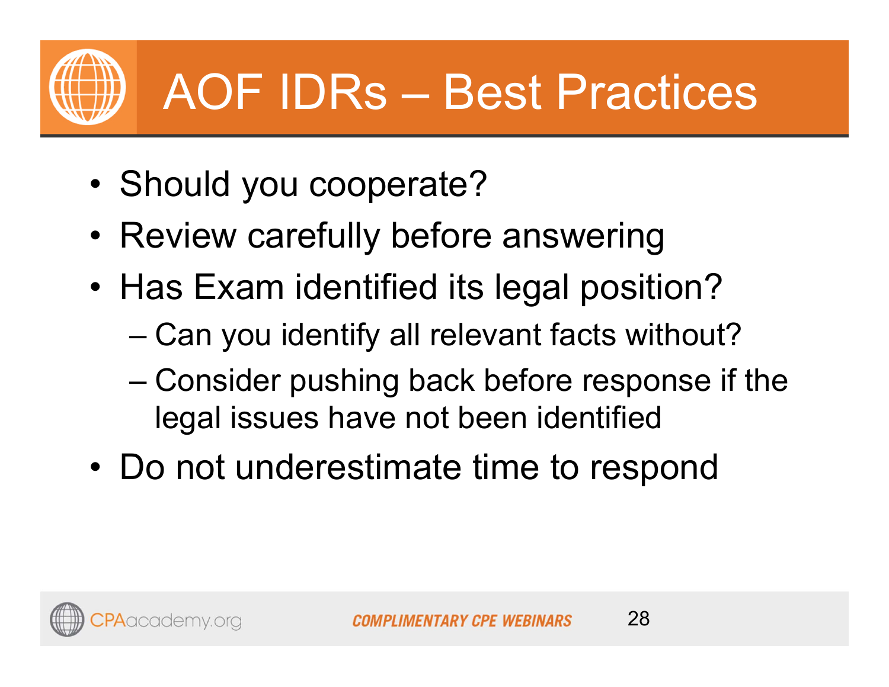# AOF IDRs – Best Practices

- Should you cooperate?
- Review carefully before answering
- Has Exam identified its legal position?
  - Can you identify all relevant facts without?
  - Consider pushing back before response if the legal issues have not been identified
- Do not underestimate time to respond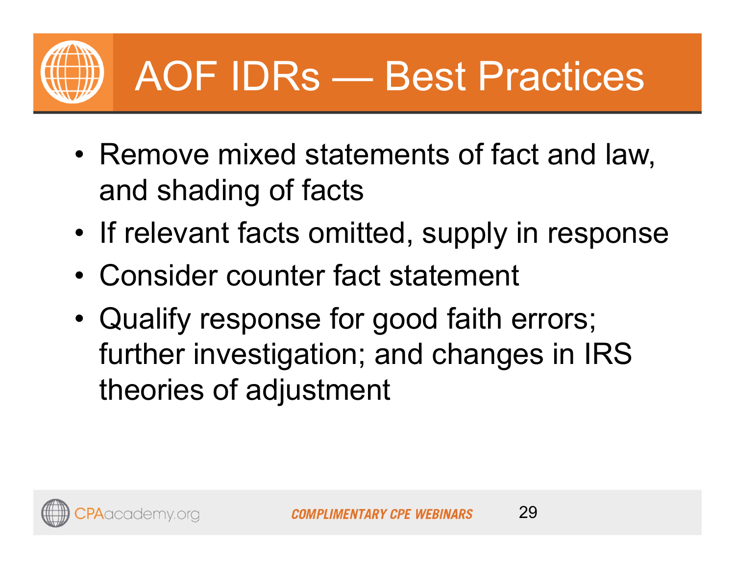# AOF IDRs — Best Practices

- Remove mixed statements of fact and law, and shading of facts
- If relevant facts omitted, supply in response
- Consider counter fact statement
- Qualify response for good faith errors; further investigation; and changes in IRS theories of adjustment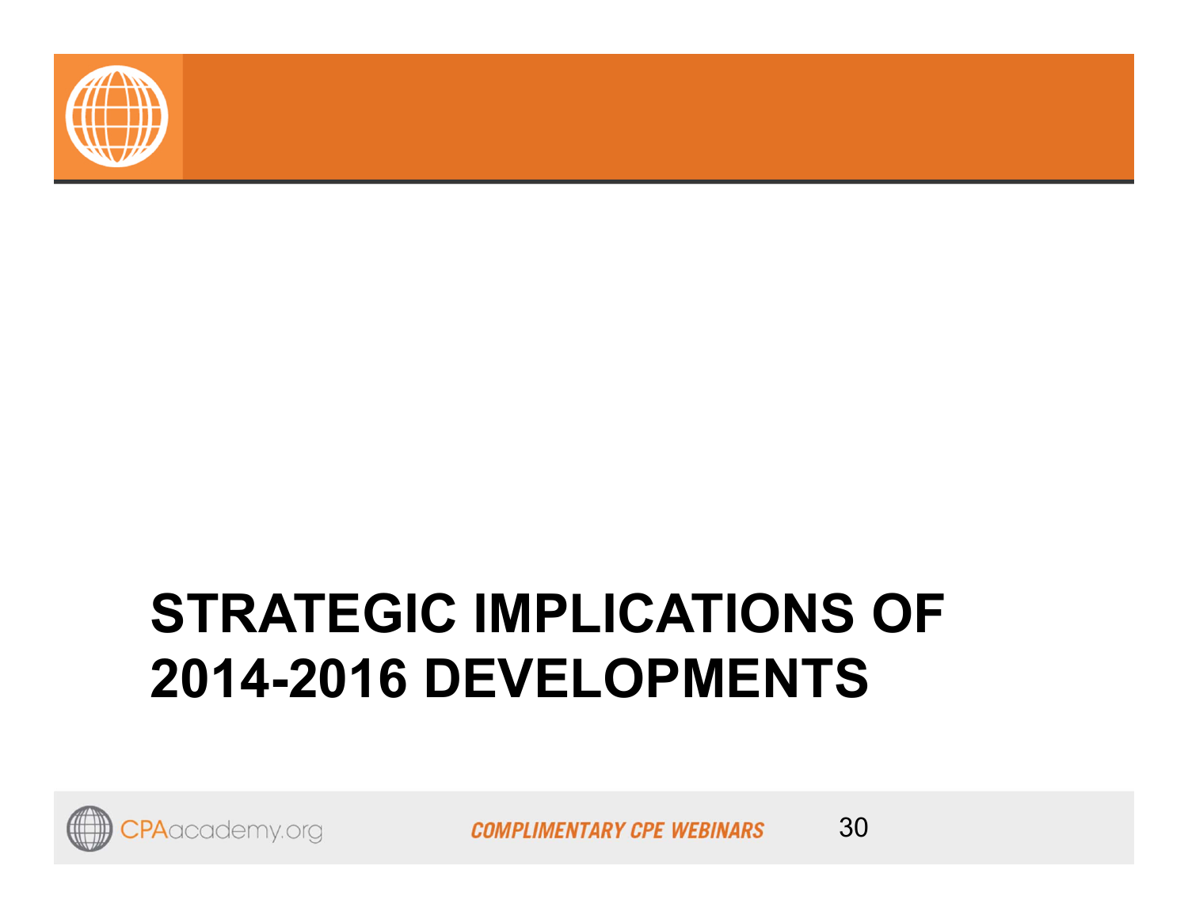# STRATEGIC IMPLICATIONS OF 2014-2016 DEVELOPMENTS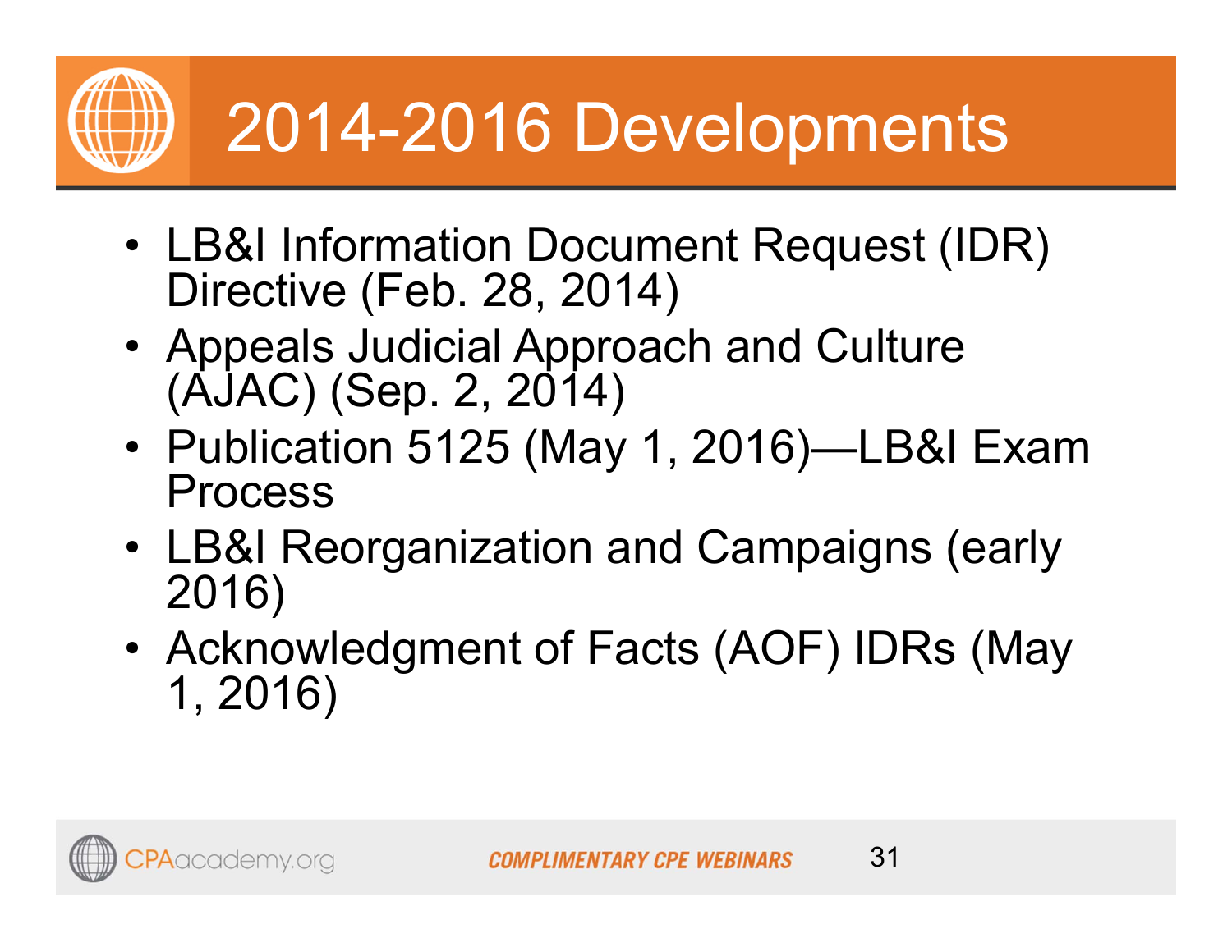# 2014-2016 Developments

- LB&I Information Document Request (IDR) Directive (Feb. 28, 2014)
- Appeals Judicial Approach and Culture (AJAC) (Sep. 2, 2014)
- Publication 5125 (May 1, 2016)—LB&I Exam Process
- LB&I Reorganization and Campaigns (early 2016)
- Acknowledgment of Facts (AOF) IDRs (May 1, 2016)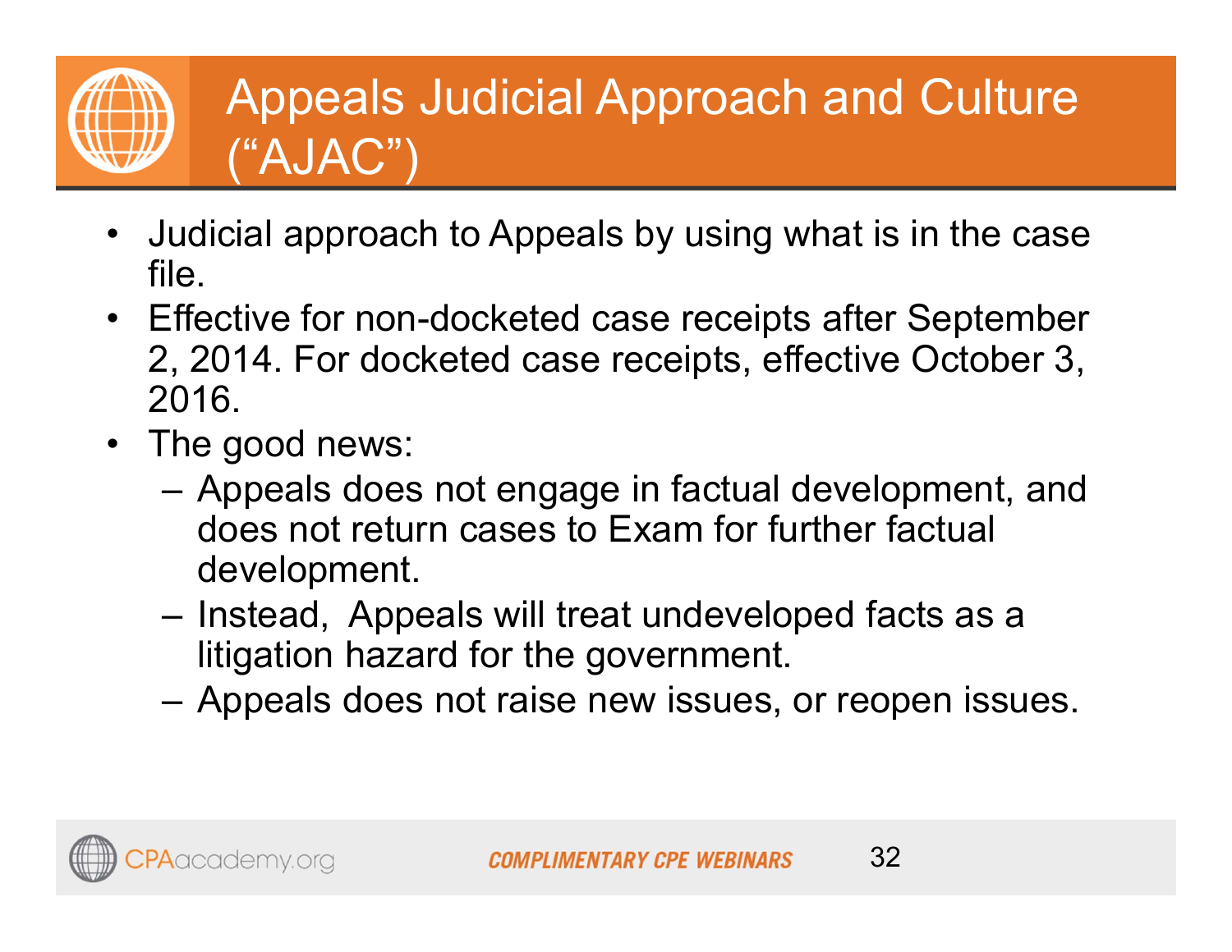# Appeals Judicial Approach and Culture ("AJAC")

- Judicial approach to Appeals by using what is in the case file.
- Effective for non-docketed case receipts after September 2, 2014. For docketed case receipts, effective October 3, 2016.
- The good news:
  - Appeals does not engage in factual development, and does not return cases to Exam for further factual development.
  - Instead, Appeals will treat undeveloped facts as a litigation hazard for the government.
  - Appeals does not raise new issues, or reopen issues.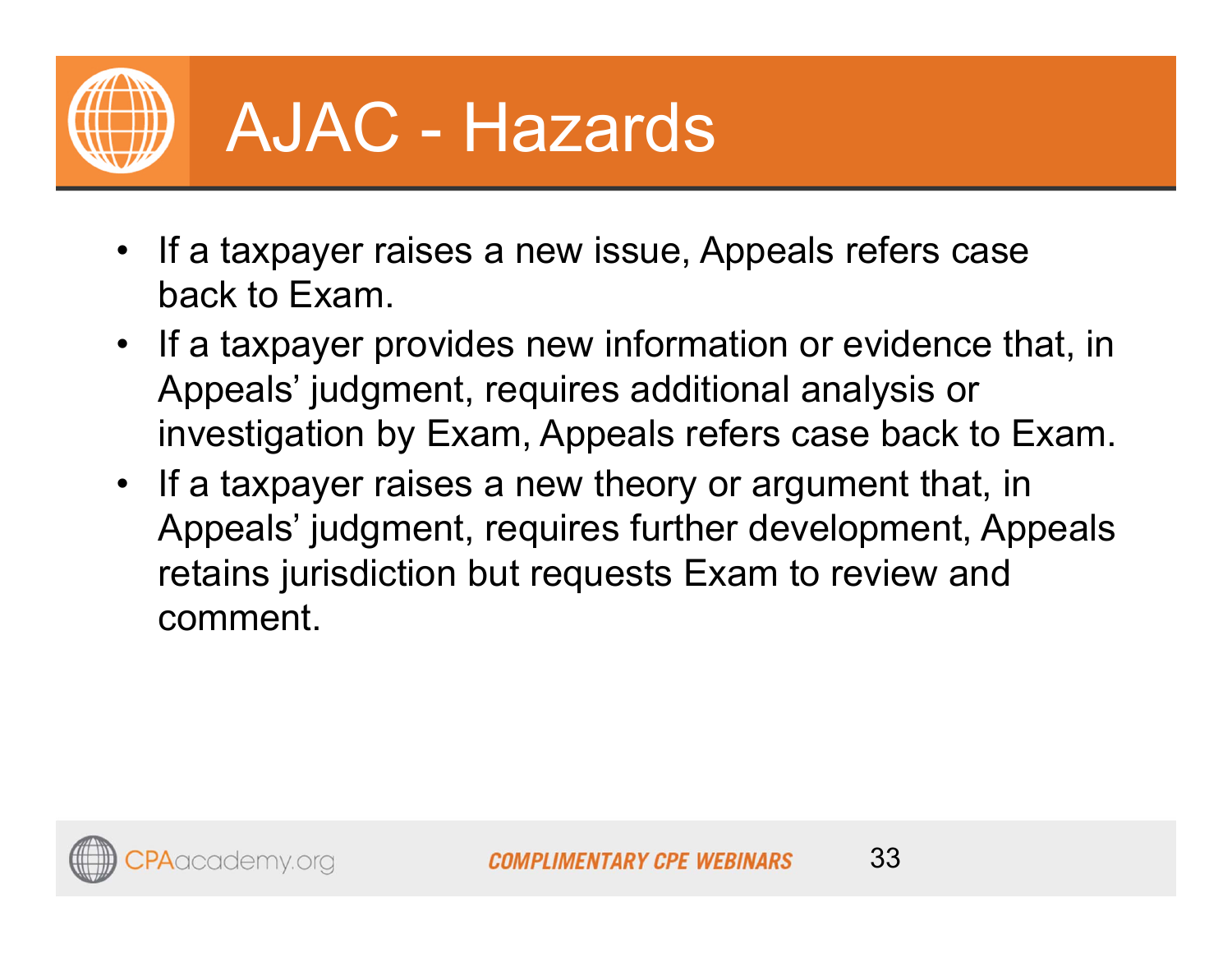# AJAC - Hazards

- If a taxpayer raises a new issue, Appeals refers case back to Exam.
- If a taxpayer provides new information or evidence that, in Appeals' judgment, requires additional analysis or investigation by Exam, Appeals refers case back to Exam.
- If a taxpayer raises a new theory or argument that, in Appeals' judgment, requires further development, Appeals retains jurisdiction but requests Exam to review and comment.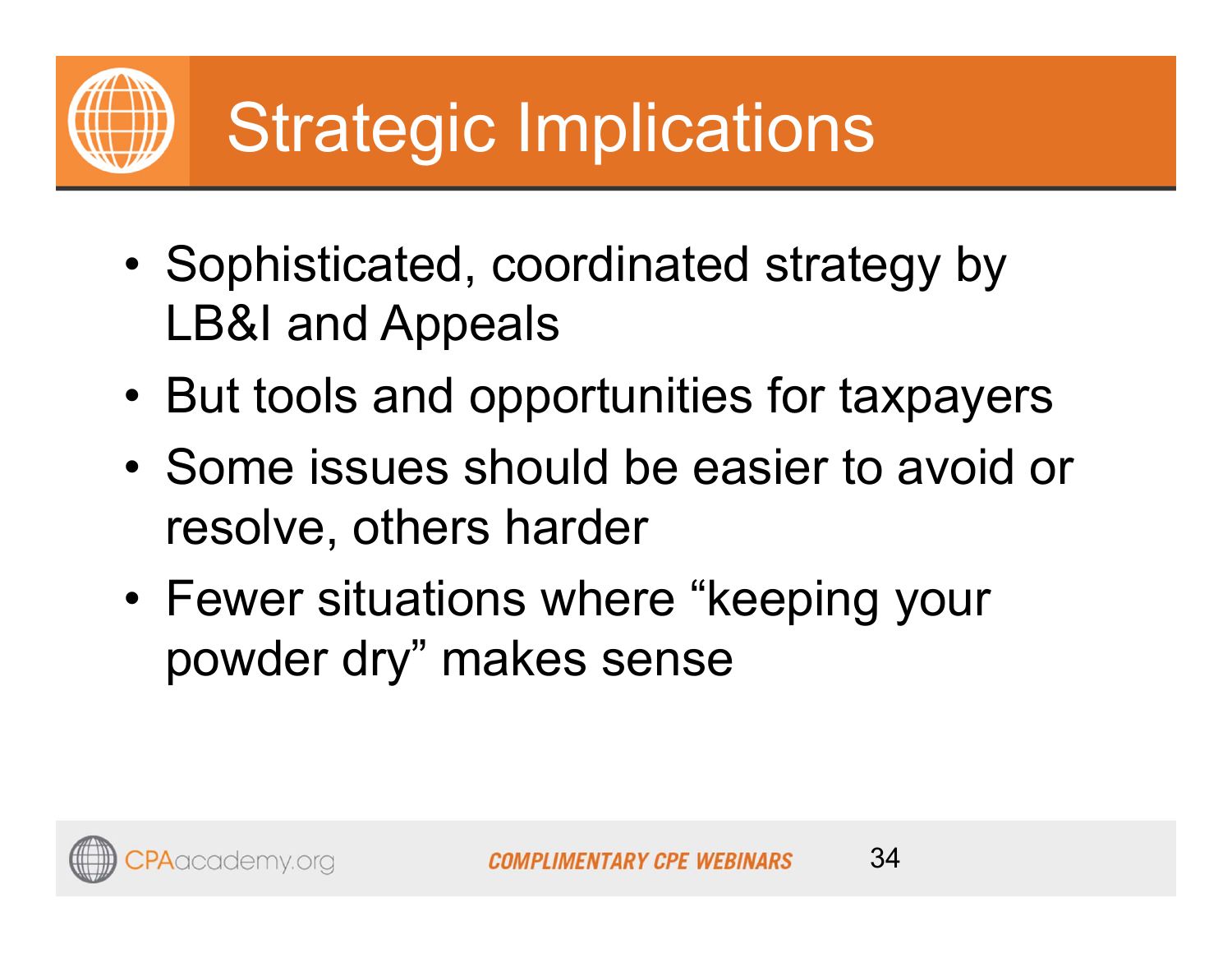# Strategic Implications

- Sophisticated, coordinated strategy by LB&I and Appeals
- But tools and opportunities for taxpayers
- Some issues should be easier to avoid or resolve, others harder
- Fewer situations where “keeping your powder dry” makes sense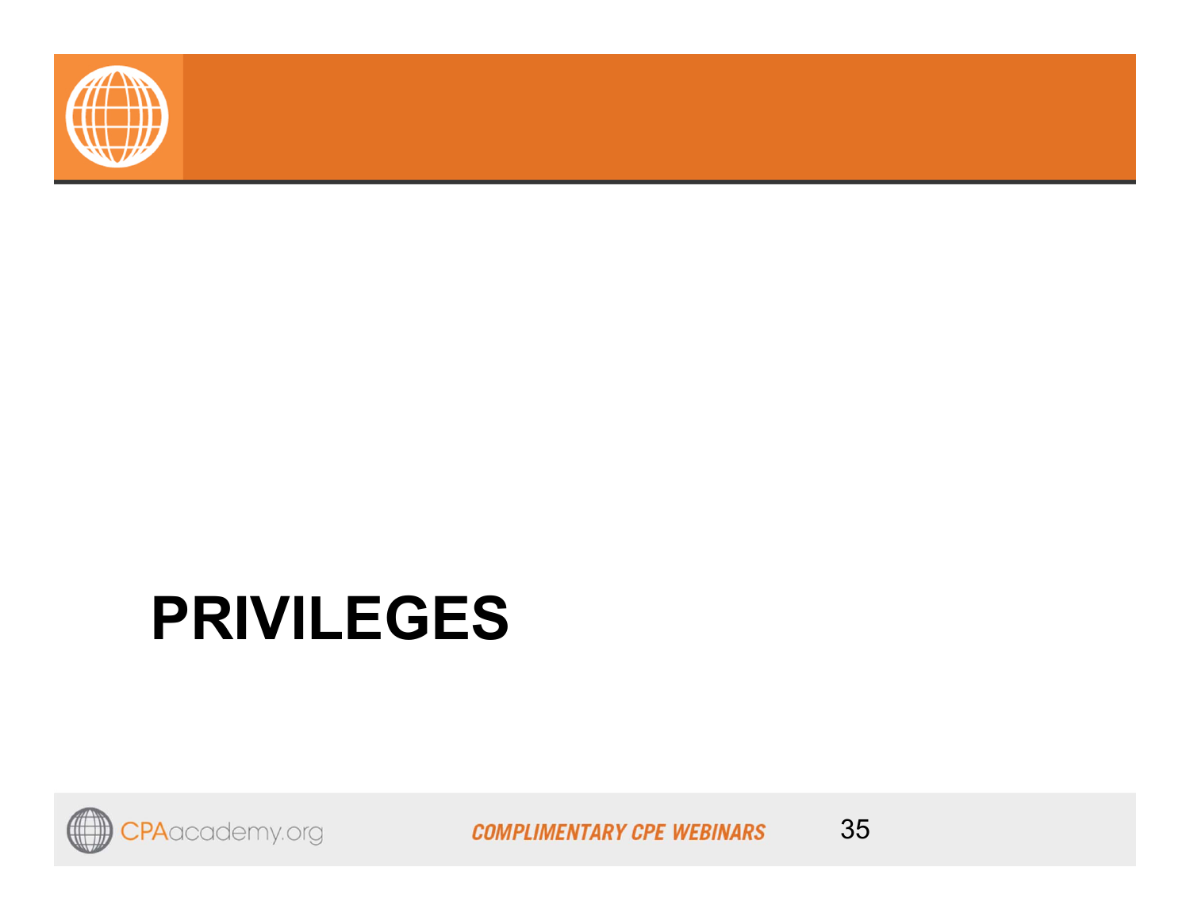# PRIVILEGES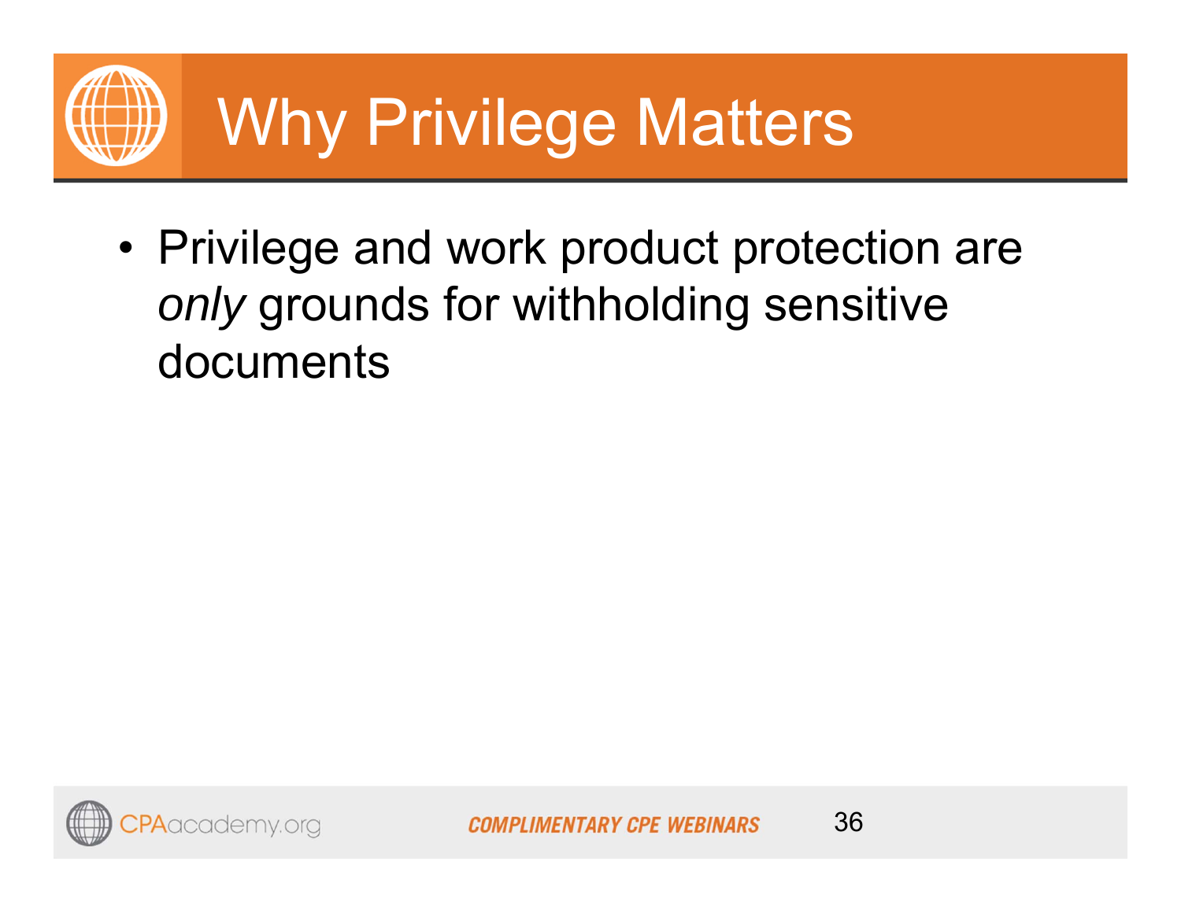# Why Privilege Matters

- Privilege and work product protection are *only* grounds for withholding sensitive documents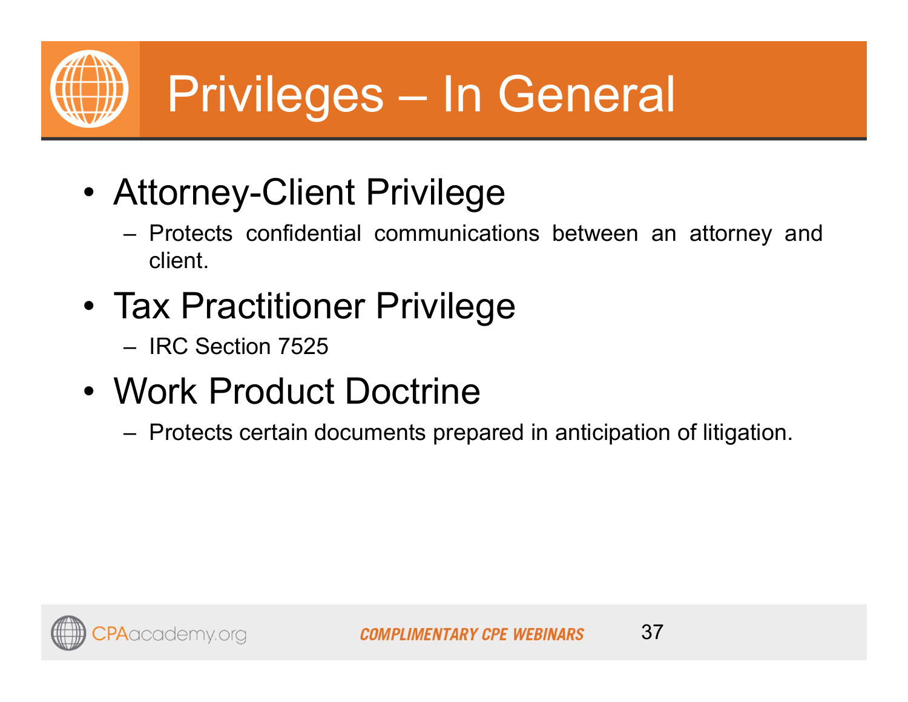# Privileges – In General

- Attorney-Client Privilege
  - Protects confidential communications between an attorney and client.
- Tax Practitioner Privilege
  - IRC Section 7525
- Work Product Doctrine
  - Protects certain documents prepared in anticipation of litigation.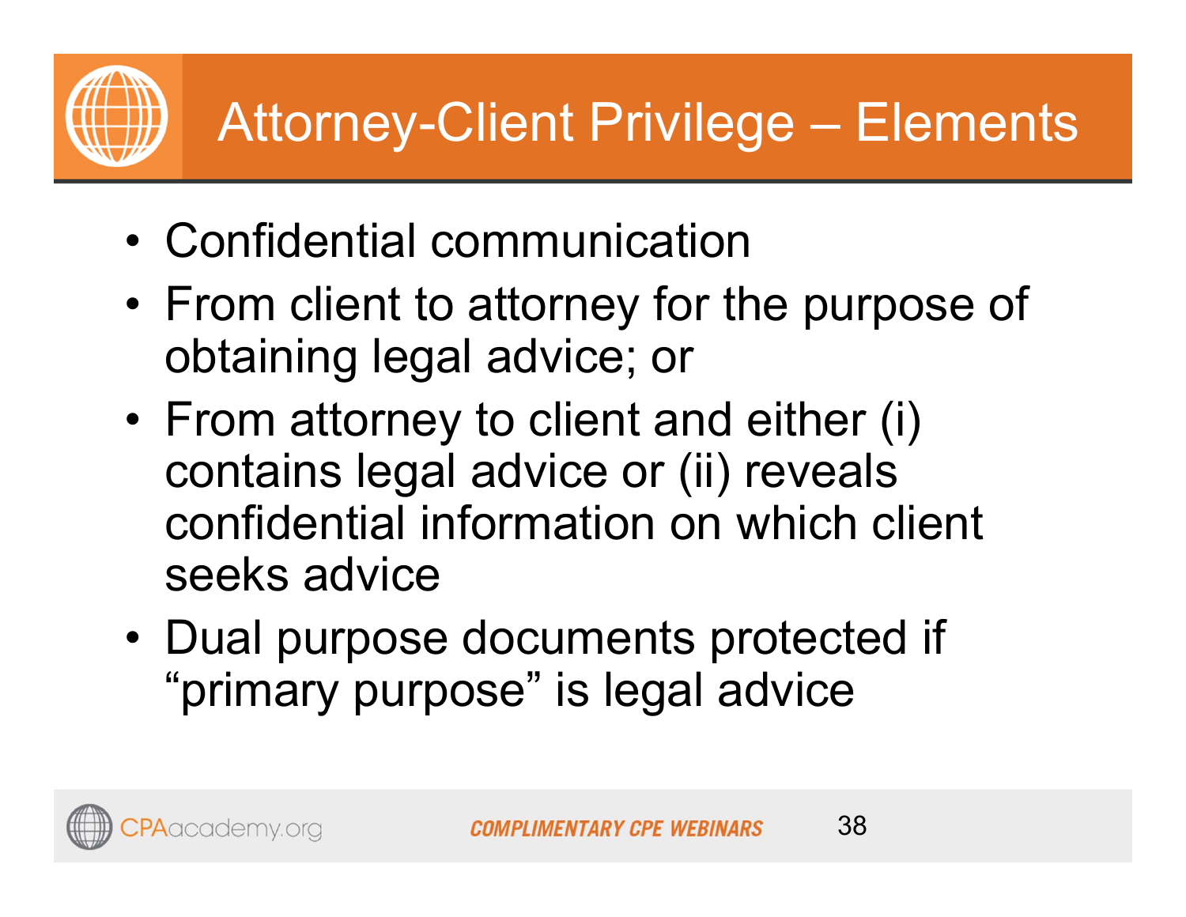# Attorney-Client Privilege – Elements

- Confidential communication
- From client to attorney for the purpose of obtaining legal advice; or
- From attorney to client and either (i) contains legal advice or (ii) reveals confidential information on which client seeks advice
- Dual purpose documents protected if “primary purpose” is legal advice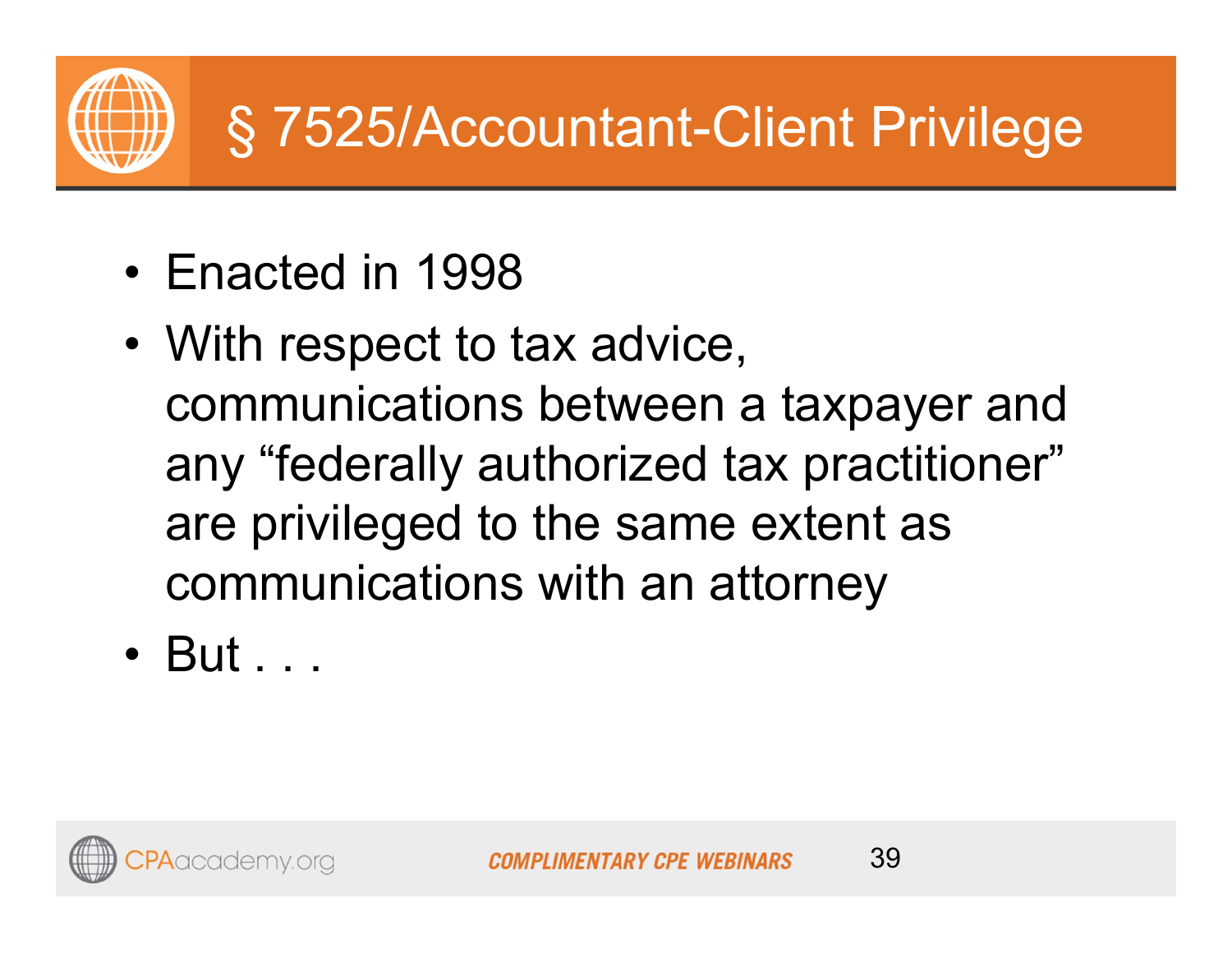# § 7525/Accountant-Client Privilege

- Enacted in 1998
- With respect to tax advice, communications between a taxpayer and any “federally authorized tax practitioner” are privileged to the same extent as communications with an attorney
- But . . .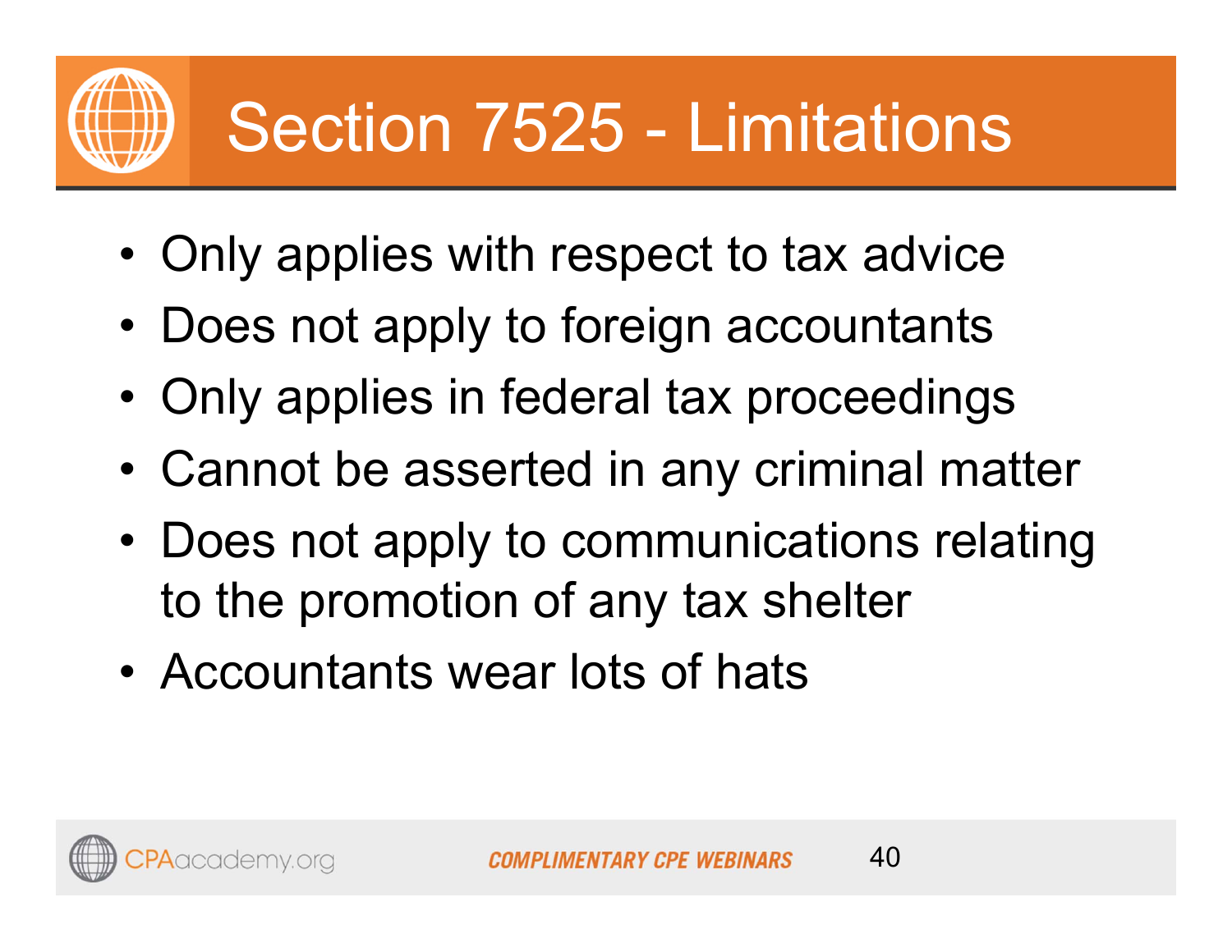# Section 7525 - Limitations

- Only applies with respect to tax advice
- Does not apply to foreign accountants
- Only applies in federal tax proceedings
- Cannot be asserted in any criminal matter
- Does not apply to communications relating to the promotion of any tax shelter
- Accountants wear lots of hats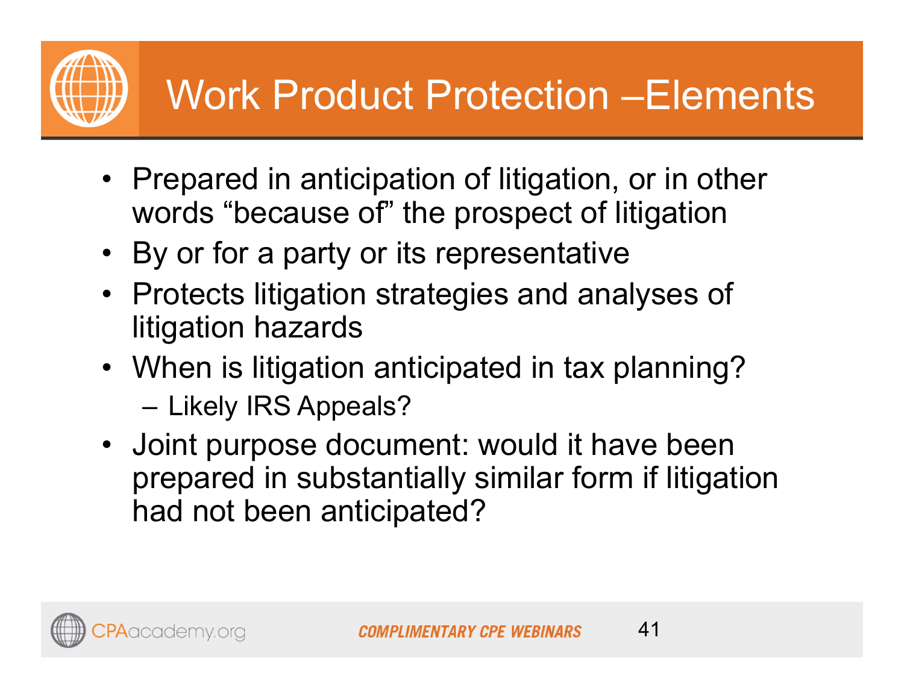# Work Product Protection –Elements

- Prepared in anticipation of litigation, or in other words “because of” the prospect of litigation
- By or for a party or its representative
- Protects litigation strategies and analyses of litigation hazards
- When is litigation anticipated in tax planning?
  – Likely IRS Appeals?
- Joint purpose document: would it have been prepared in substantially similar form if litigation had not been anticipated?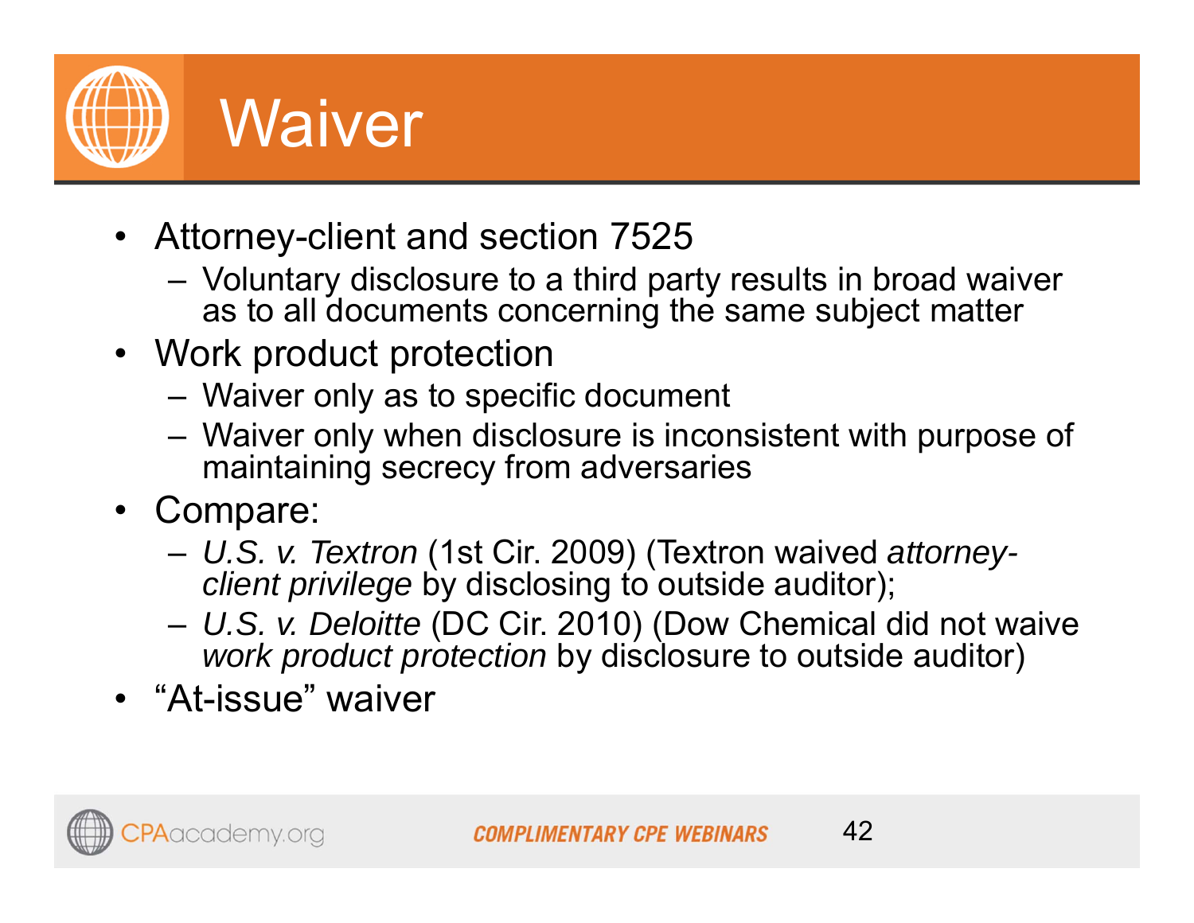# Waiver

- Attorney-client and section 7525
  - Voluntary disclosure to a third party results in broad waiver as to all documents concerning the same subject matter
- Work product protection
  - Waiver only as to specific document
  - Waiver only when disclosure is inconsistent with purpose of maintaining secrecy from adversaries
- Compare:
  - *U.S. v. Textron* (1st Cir. 2009) (Textron waived *attorney-client privilege* by disclosing to outside auditor);
  - *U.S. v. Deloitte* (DC Cir. 2010) (Dow Chemical did not waive *work product protection* by disclosure to outside auditor)
- "At-issue" waiver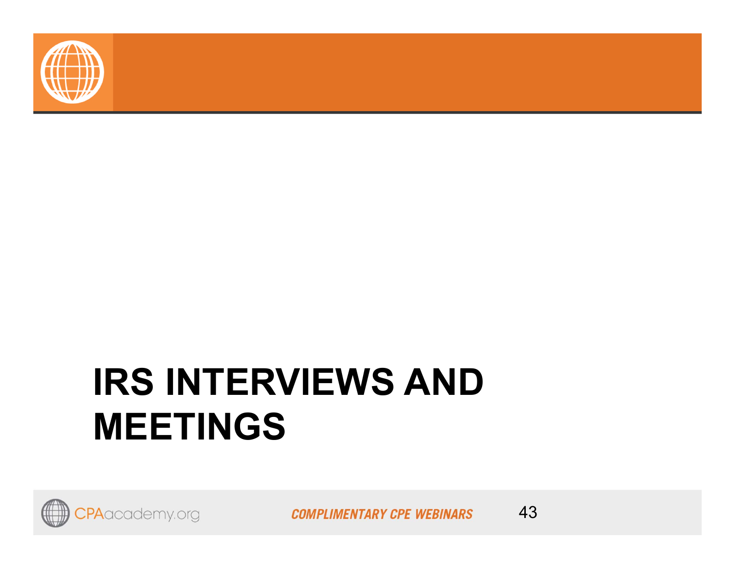# IRS INTERVIEWS AND MEETINGS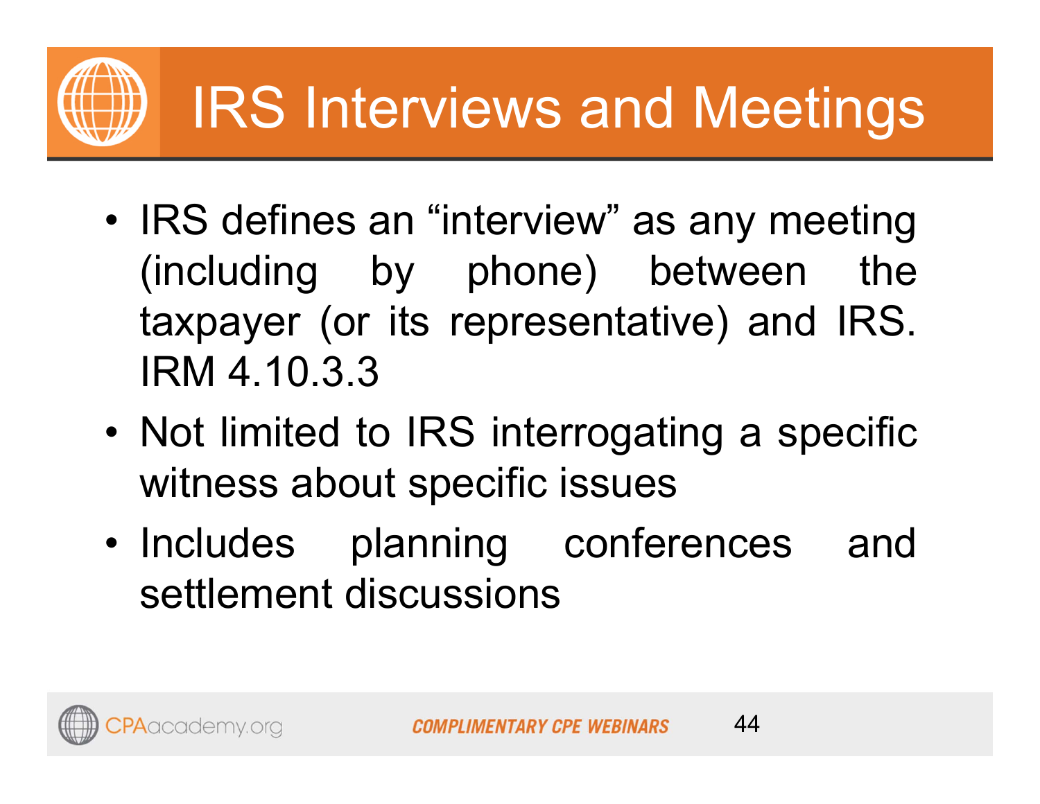# IRS Interviews and Meetings

- IRS defines an "interview" as any meeting (including by phone) between the taxpayer (or its representative) and IRS. IRM 4.10.3.3
- Not limited to IRS interrogating a specific witness about specific issues
- Includes planning conferences and settlement discussions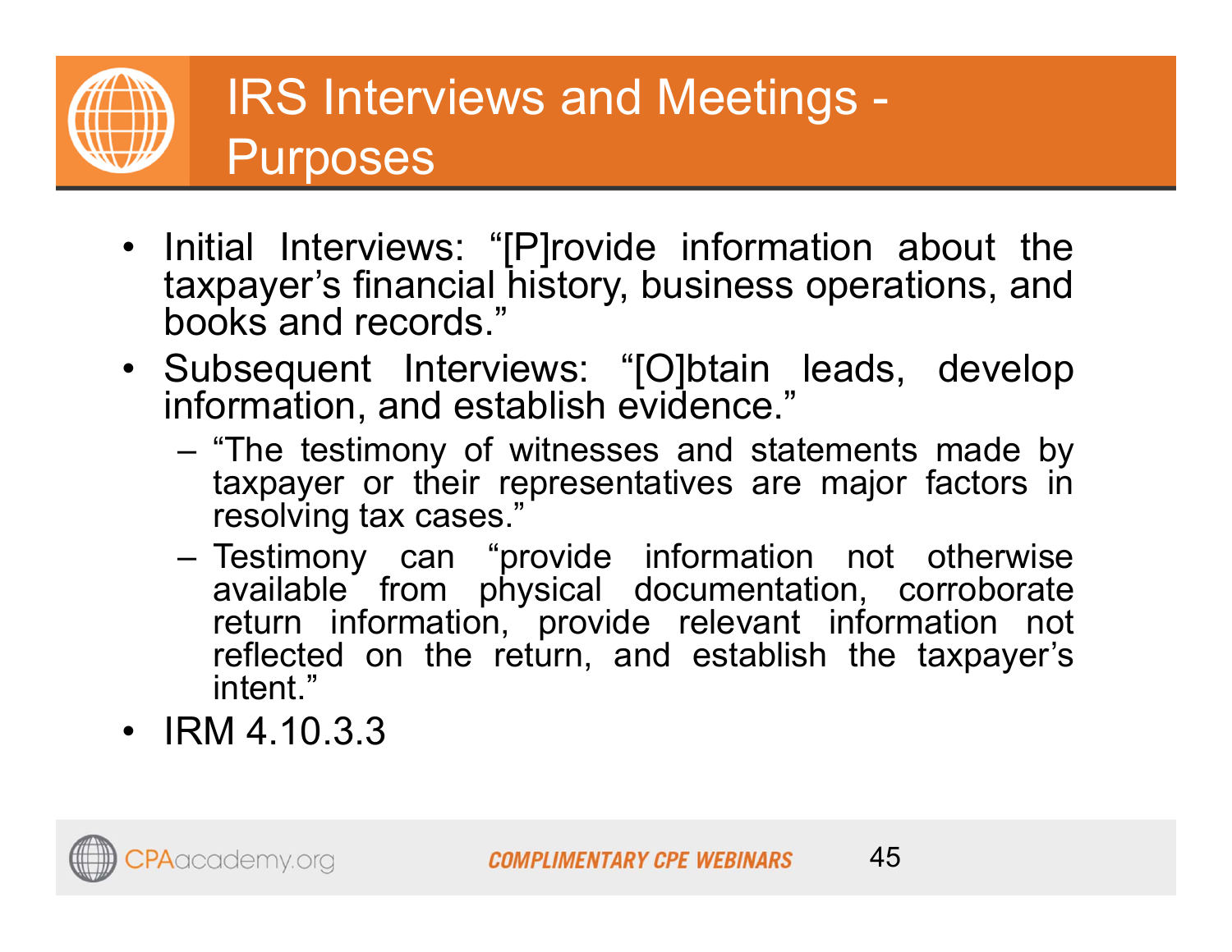# IRS Interviews and Meetings - Purposes

- Initial Interviews: “[P]rovide information about the taxpayer’s financial history, business operations, and books and records.”
- Subsequent Interviews: “[O]btain leads, develop information, and establish evidence.”
  - “The testimony of witnesses and statements made by taxpayer or their representatives are major factors in resolving tax cases.”
  - Testimony can “provide information not otherwise available from physical documentation, corroborate return information, provide relevant information not reflected on the return, and establish the taxpayer’s intent.”
- IRM 4.10.3.3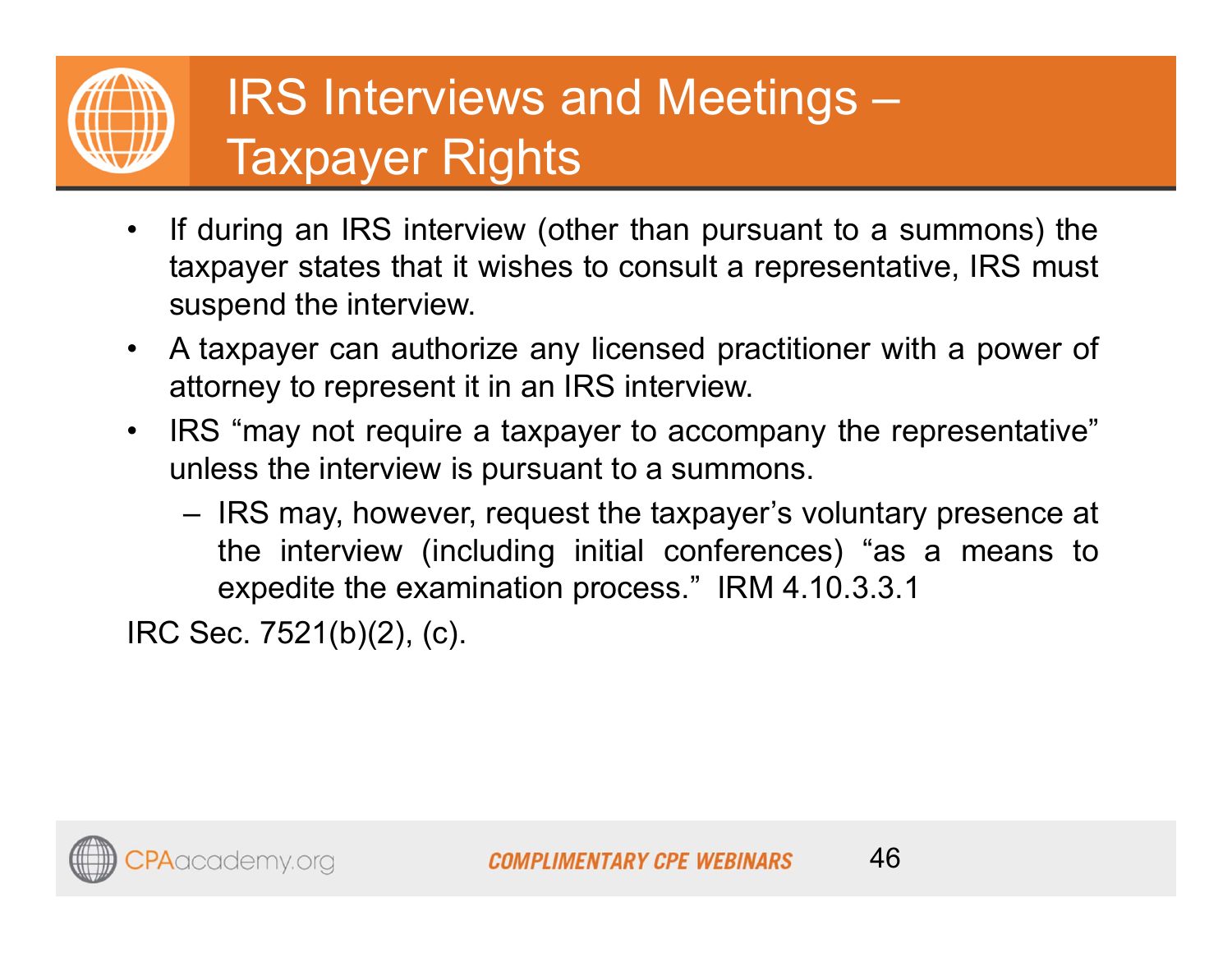# IRS Interviews and Meetings – Taxpayer Rights

- If during an IRS interview (other than pursuant to a summons) the taxpayer states that it wishes to consult a representative, IRS must suspend the interview.
- A taxpayer can authorize any licensed practitioner with a power of attorney to represent it in an IRS interview.
- IRS "may not require a taxpayer to accompany the representative" unless the interview is pursuant to a summons.
  - IRS may, however, request the taxpayer's voluntary presence at the interview (including initial conferences) "as a means to expedite the examination process." IRM 4.10.3.3.1

IRC Sec. 7521(b)(2), (c).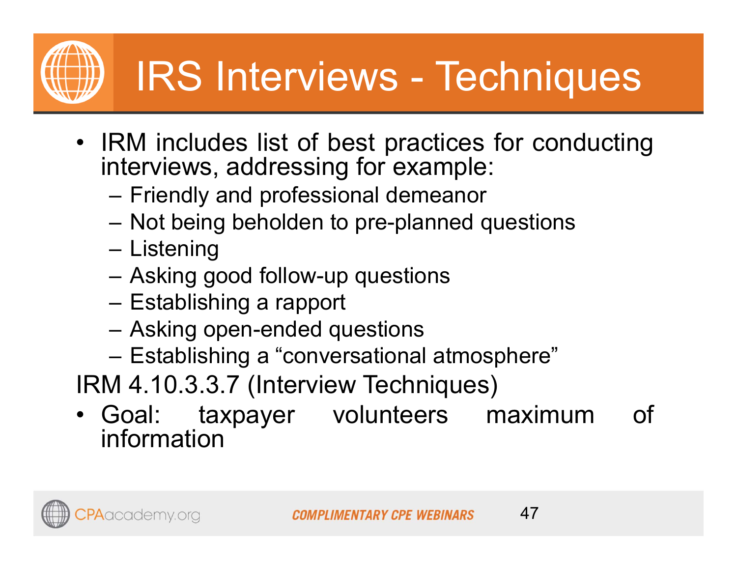# IRS Interviews - Techniques

- IRM includes list of best practices for conducting interviews, addressing for example:
  - Friendly and professional demeanor
  - Not being beholden to pre-planned questions
  - Listening
  - Asking good follow-up questions
  - Establishing a rapport
  - Asking open-ended questions
  - Establishing a "conversational atmosphere"

IRM 4.10.3.3.7 (Interview Techniques)

- Goal: taxpayer volunteers maximum of information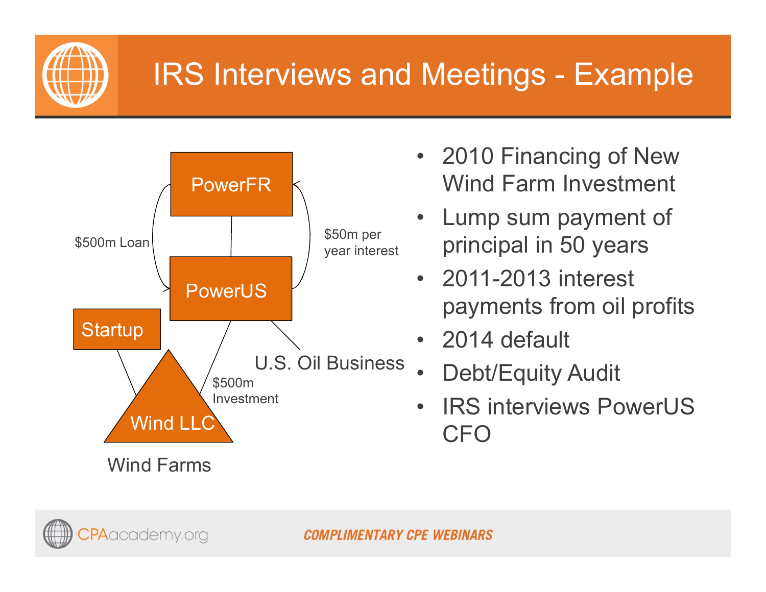# IRS Interviews and Meetings - Example

PowerFR

$500m Loan

$50m per year interest

PowerUS

Startup

U.S. Oil Business

$500m Investment

Wind LLC

Wind Farms

- 2010 Financing of New Wind Farm Investment
- Lump sum payment of principal in 50 years
- 2011-2013 interest payments from oil profits
- 2014 default
- Debt/Equity Audit
- IRS interviews PowerUS CFO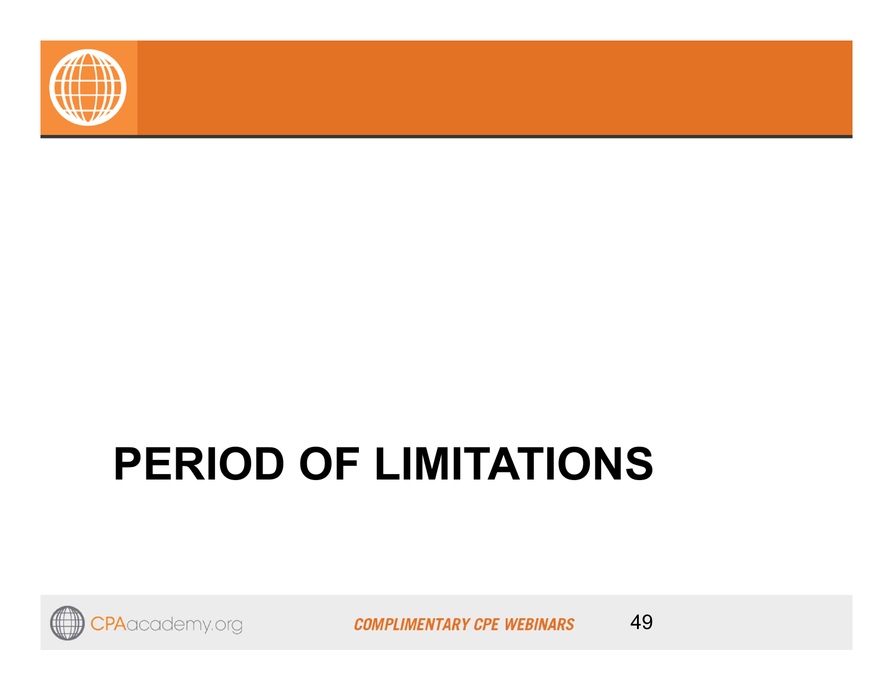# PERIOD OF LIMITATIONS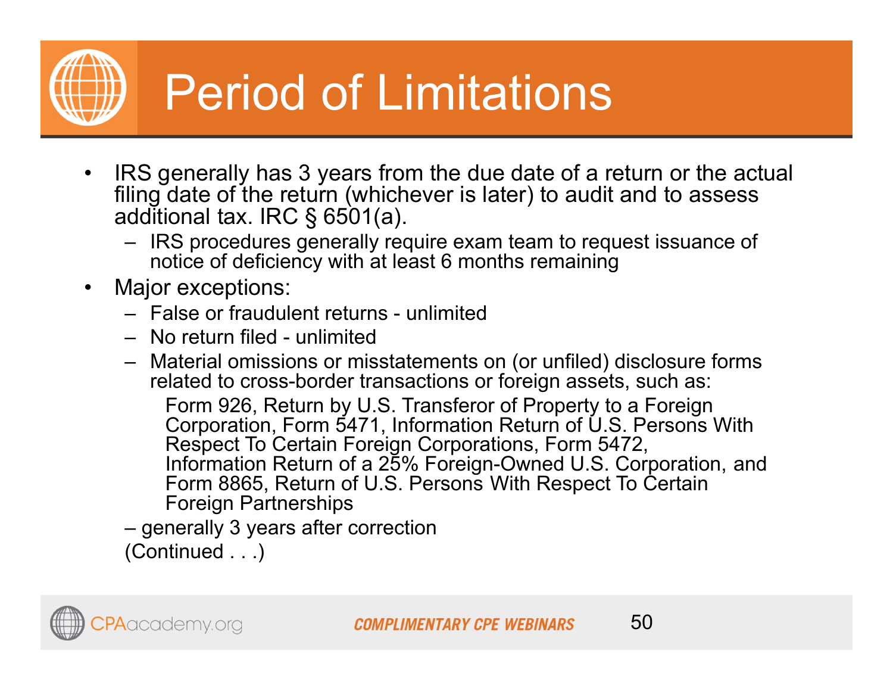# Period of Limitations

- IRS generally has 3 years from the due date of a return or the actual filing date of the return (whichever is later) to audit and to assess additional tax. IRC § 6501(a).
  - IRS procedures generally require exam team to request issuance of notice of deficiency with at least 6 months remaining
- Major exceptions:
  - False or fraudulent returns - unlimited
  - No return filed - unlimited
  - Material omissions or misstatements on (or unfiled) disclosure forms related to cross-border transactions or foreign assets, such as:

    Form 926, Return by U.S. Transferor of Property to a Foreign Corporation, Form 5471, Information Return of U.S. Persons With Respect To Certain Foreign Corporations, Form 5472, Information Return of a 25% Foreign-Owned U.S. Corporation, and Form 8865, Return of U.S. Persons With Respect To Certain Foreign Partnerships

  – generally 3 years after correction

  (Continued . . .)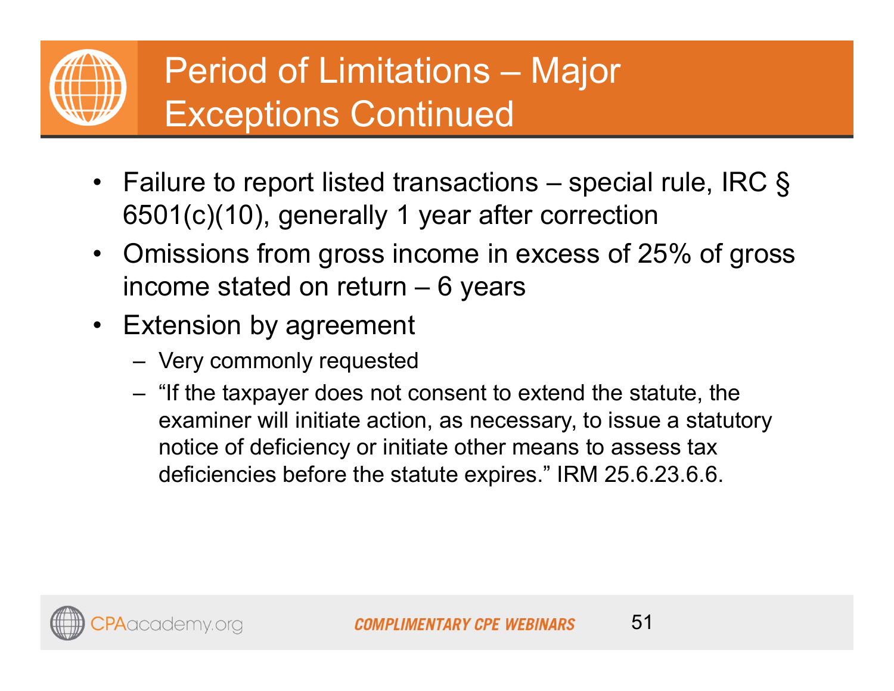# Period of Limitations – Major Exceptions Continued

- Failure to report listed transactions – special rule, IRC § 6501(c)(10), generally 1 year after correction
- Omissions from gross income in excess of 25% of gross income stated on return – 6 years
- Extension by agreement
  - Very commonly requested
  - "If the taxpayer does not consent to extend the statute, the examiner will initiate action, as necessary, to issue a statutory notice of deficiency or initiate other means to assess tax deficiencies before the statute expires." IRM 25.6.23.6.6.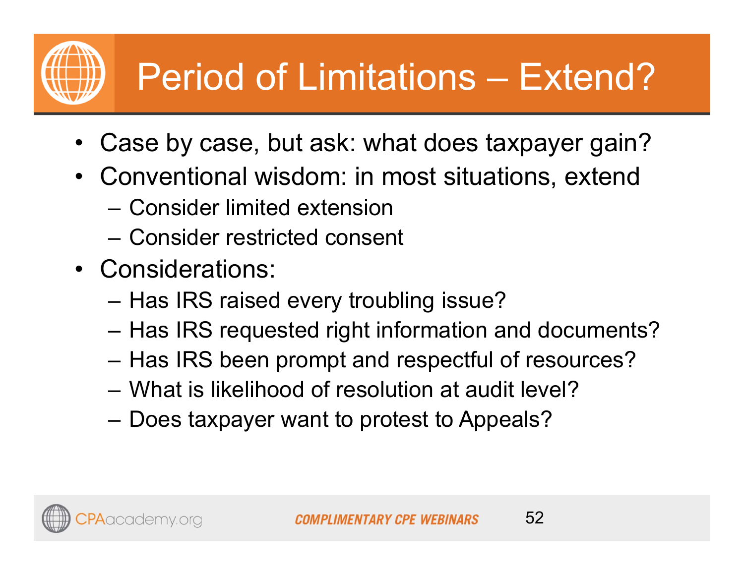# Period of Limitations – Extend?

- Case by case, but ask: what does taxpayer gain?
- Conventional wisdom: in most situations, extend
  - Consider limited extension
  - Consider restricted consent
- Considerations:
  - Has IRS raised every troubling issue?
  - Has IRS requested right information and documents?
  - Has IRS been prompt and respectful of resources?
  - What is likelihood of resolution at audit level?
  - Does taxpayer want to protest to Appeals?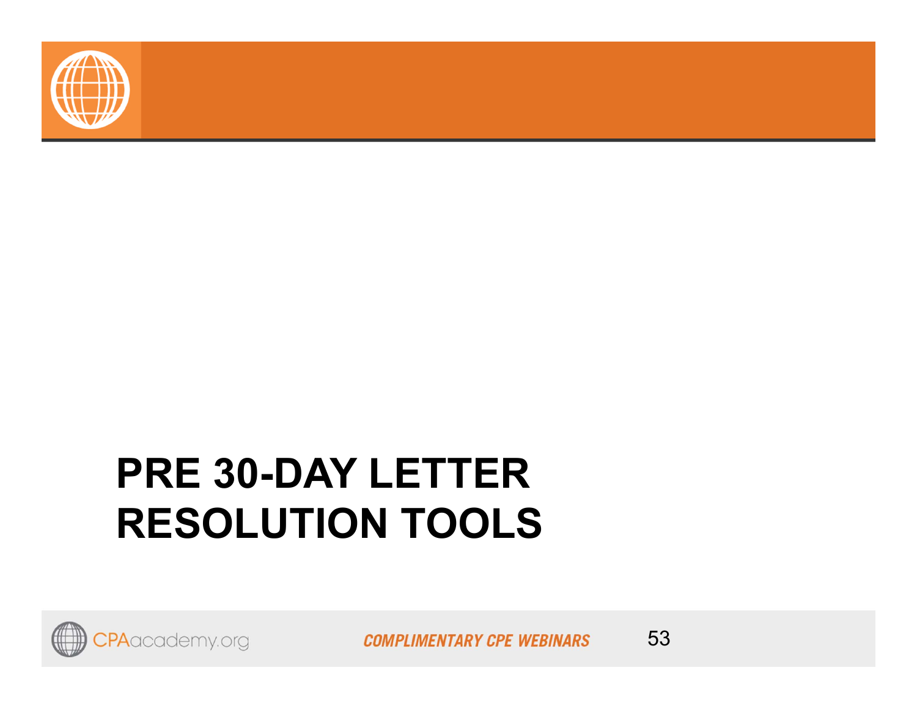# PRE 30-DAY LETTER RESOLUTION TOOLS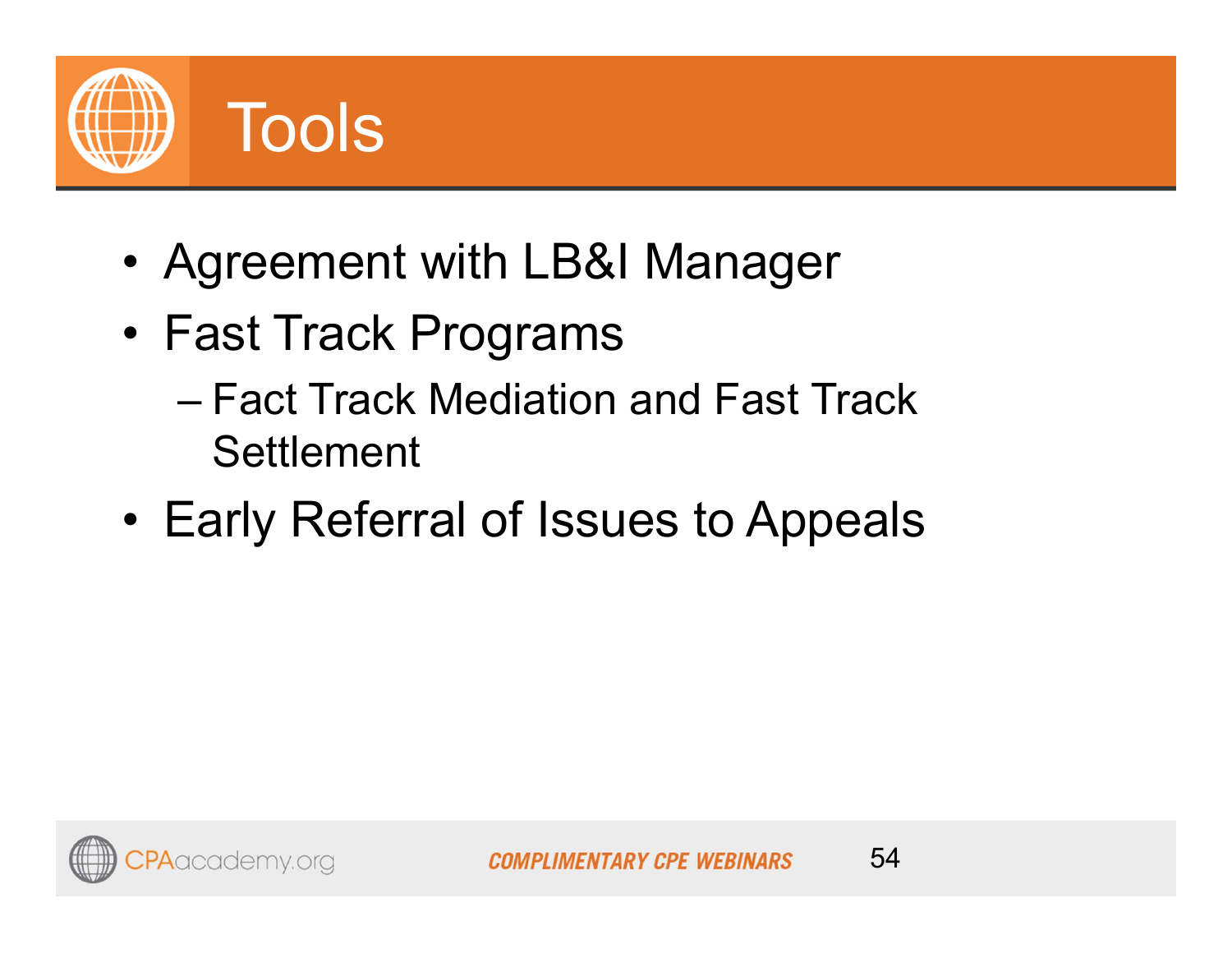# Tools

- Agreement with LB&I Manager
- Fast Track Programs
  - Fact Track Mediation and Fast Track Settlement
- Early Referral of Issues to Appeals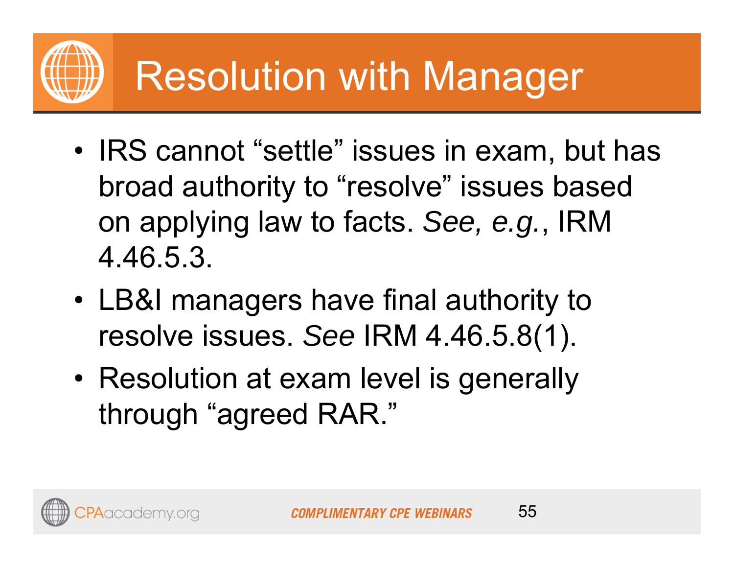# Resolution with Manager

- IRS cannot "settle" issues in exam, but has broad authority to "resolve" issues based on applying law to facts. *See, e.g.*, IRM 4.46.5.3.
- LB&I managers have final authority to resolve issues. *See* IRM 4.46.5.8(1).
- Resolution at exam level is generally through "agreed RAR."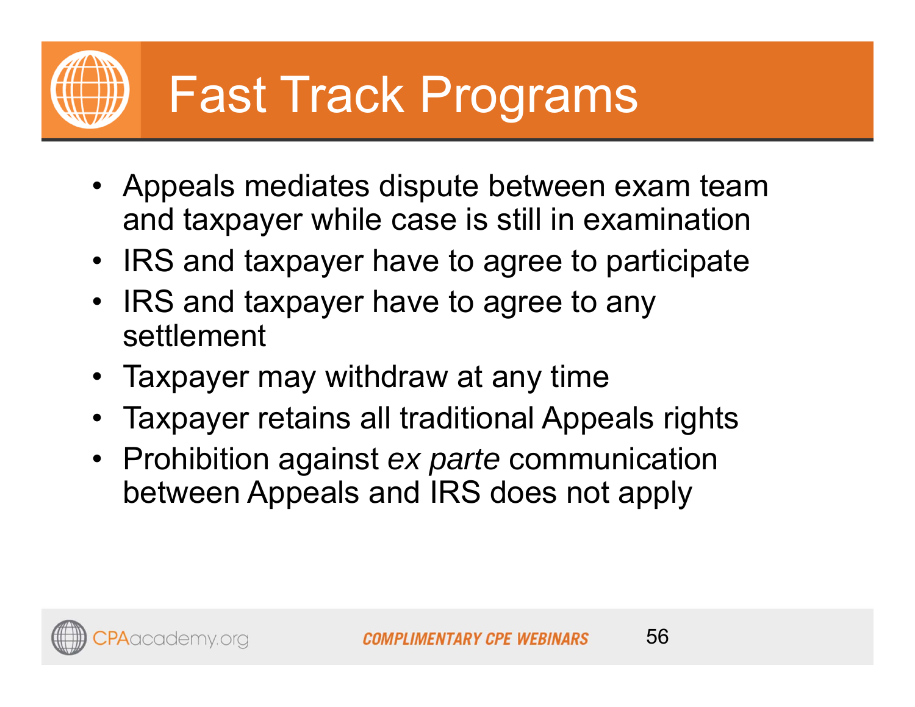# Fast Track Programs

- Appeals mediates dispute between exam team and taxpayer while case is still in examination
- IRS and taxpayer have to agree to participate
- IRS and taxpayer have to agree to any settlement
- Taxpayer may withdraw at any time
- Taxpayer retains all traditional Appeals rights
- Prohibition against *ex parte* communication between Appeals and IRS does not apply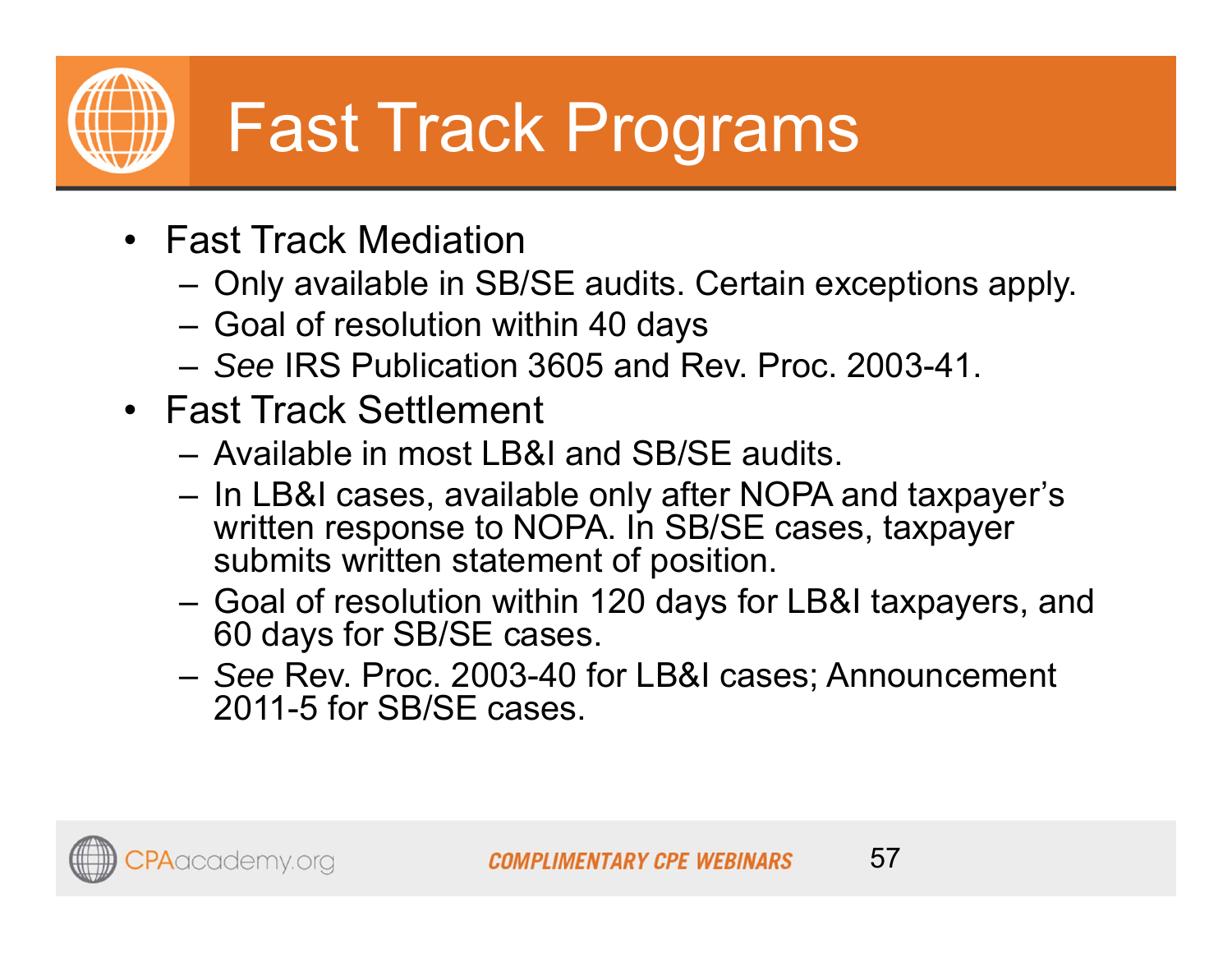# Fast Track Programs

- Fast Track Mediation
  - Only available in SB/SE audits. Certain exceptions apply.
  - Goal of resolution within 40 days
  - *See* IRS Publication 3605 and Rev. Proc. 2003-41.
- Fast Track Settlement
  - Available in most LB&I and SB/SE audits.
  - In LB&I cases, available only after NOPA and taxpayer's written response to NOPA. In SB/SE cases, taxpayer submits written statement of position.
  - Goal of resolution within 120 days for LB&I taxpayers, and 60 days for SB/SE cases.
  - *See* Rev. Proc. 2003-40 for LB&I cases; Announcement 2011-5 for SB/SE cases.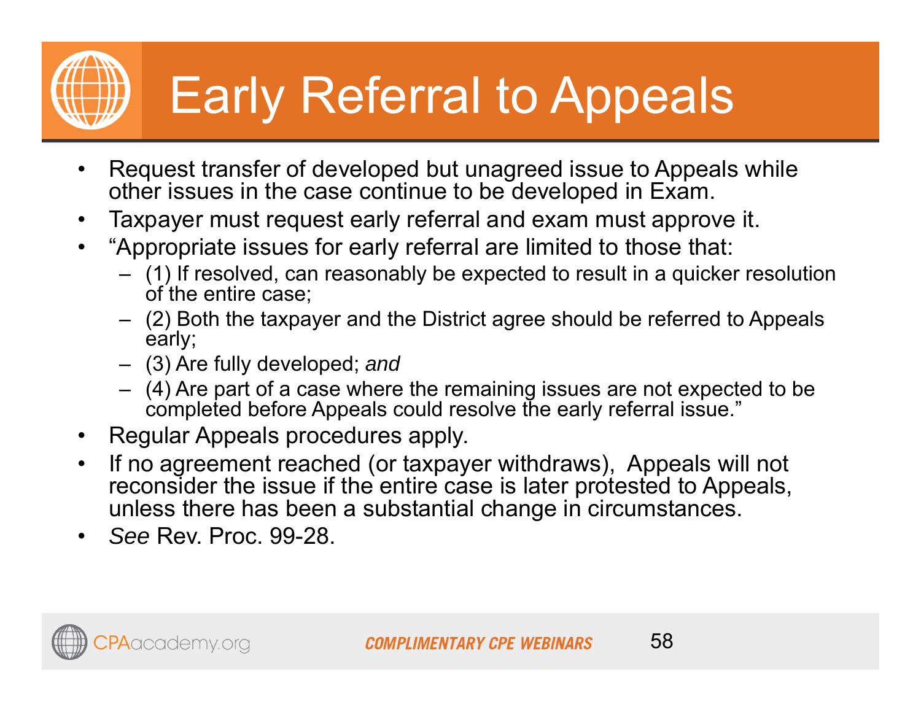# Early Referral to Appeals

- Request transfer of developed but unagreed issue to Appeals while other issues in the case continue to be developed in Exam.
- Taxpayer must request early referral and exam must approve it.
- "Appropriate issues for early referral are limited to those that:
  - (1) If resolved, can reasonably be expected to result in a quicker resolution of the entire case;
  - (2) Both the taxpayer and the District agree should be referred to Appeals early;
  - (3) Are fully developed; *and*
  - (4) Are part of a case where the remaining issues are not expected to be completed before Appeals could resolve the early referral issue."
- Regular Appeals procedures apply.
- If no agreement reached (or taxpayer withdraws), Appeals will not reconsider the issue if the entire case is later protested to Appeals, unless there has been a substantial change in circumstances.
- *See* Rev. Proc. 99-28.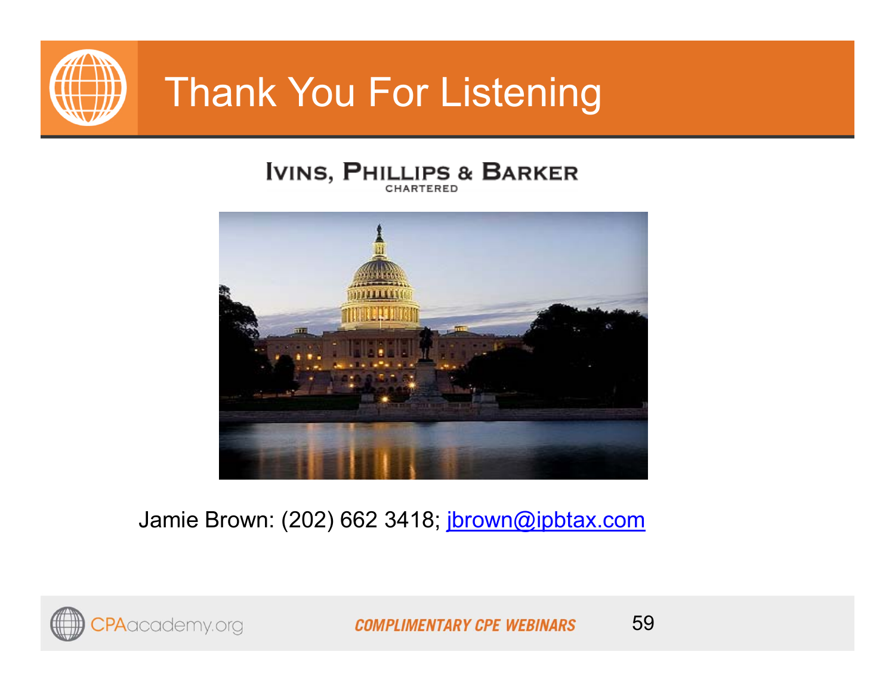# Thank You For Listening

**IVINS, PHILLIPS & BARKER**
CHARTERED

Jamie Brown: (202) 662 3418; jbrown@ipbtax.com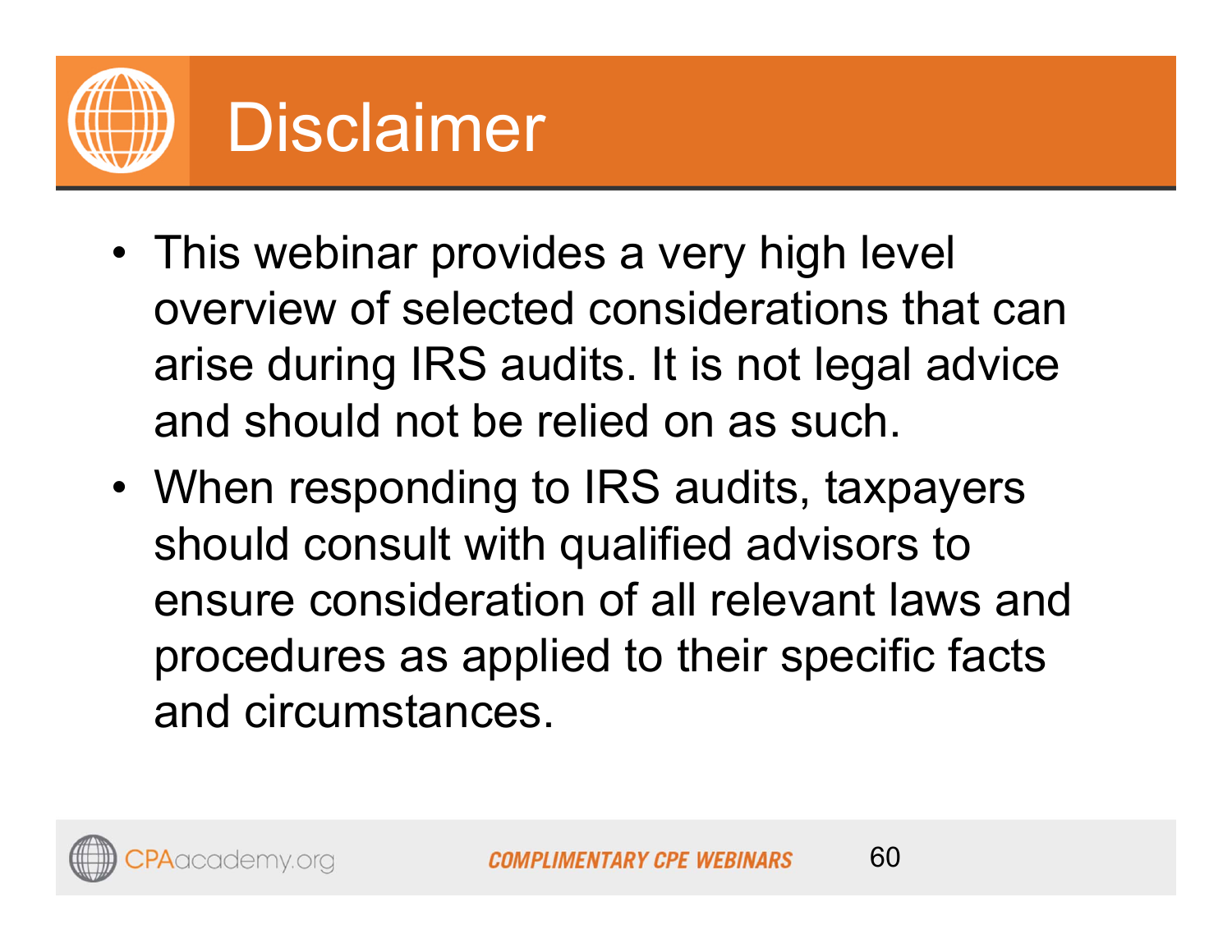# Disclaimer

- This webinar provides a very high level overview of selected considerations that can arise during IRS audits. It is not legal advice and should not be relied on as such.
- When responding to IRS audits, taxpayers should consult with qualified advisors to ensure consideration of all relevant laws and procedures as applied to their specific facts and circumstances.